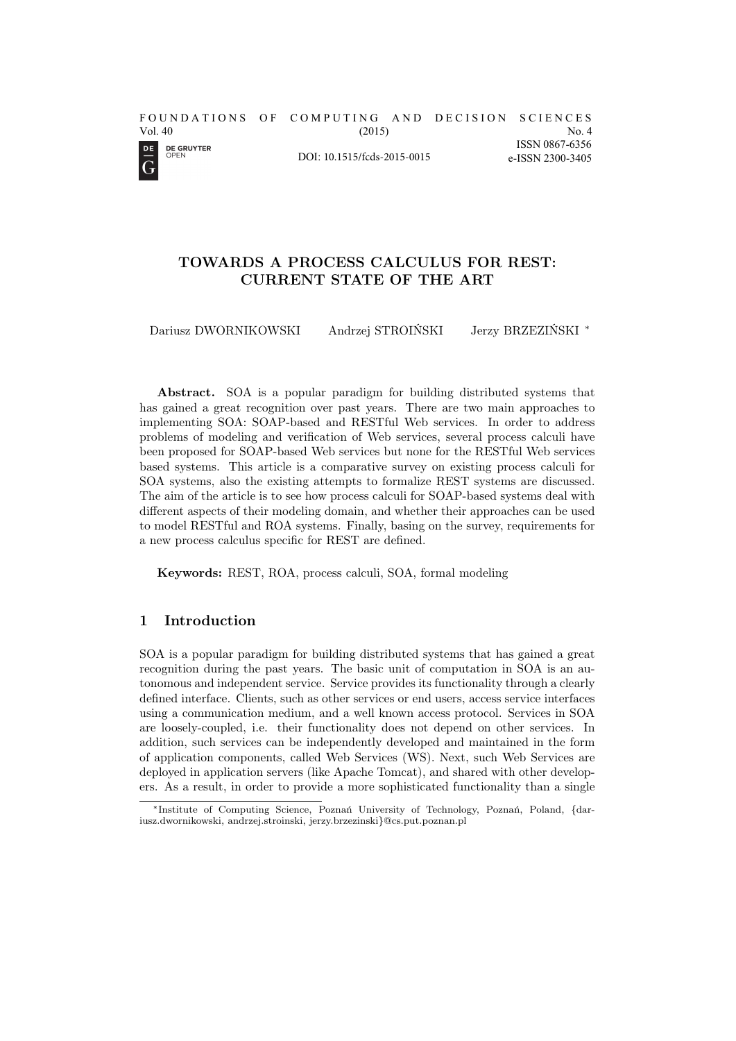FOUNDATIONS OF COMPUTING AND DECISION SCIENCES
Vol. 40 (2015) No. 4

DOI: 10.1515/fcds-2015-0015

ISSN 0867-6356
e-ISSN 2300-3405

# TOWARDS A PROCESS CALCULUS FOR REST: CURRENT STATE OF THE ART

Dariusz DWORNIKOWSKI Andrzej STROIŃSKI Jerzy BRZEZIŃSKI [*]

**Abstract.** SOA is a popular paradigm for building distributed systems that has gained a great recognition over past years. There are two main approaches to implementing SOA: SOAP-based and RESTful Web services. In order to address problems of modeling and verification of Web services, several process calculi have been proposed for SOAP-based Web services but none for the RESTful Web services based systems. This article is a comparative survey on existing process calculi for SOA systems, also the existing attempts to formalize REST systems are discussed. The aim of the article is to see how process calculi for SOAP-based systems deal with different aspects of their modeling domain, and whether their approaches can be used to model RESTful and ROA systems. Finally, basing on the survey, requirements for a new process calculus specific for REST are defined.

**Keywords:** REST, ROA, process calculi, SOA, formal modeling

## 1 Introduction

SOA is a popular paradigm for building distributed systems that has gained a great recognition during the past years. The basic unit of computation in SOA is an autonomous and independent service. Service provides its functionality through a clearly defined interface. Clients, such as other services or end users, access service interfaces using a communication medium, and a well known access protocol. Services in SOA are loosely-coupled, i.e. their functionality does not depend on other services. In addition, such services can be independently developed and maintained in the form of application components, called Web Services (WS). Next, such Web Services are deployed in application servers (like Apache Tomcat), and shared with other developers. As a result, in order to provide a more sophisticated functionality than a single

[*] Institute of Computing Science, Poznań University of Technology, Poznań, Poland, {dariusz.dwornikowski, andrzej.stroinski, jerzy.brzezinski}@cs.put.poznan.pl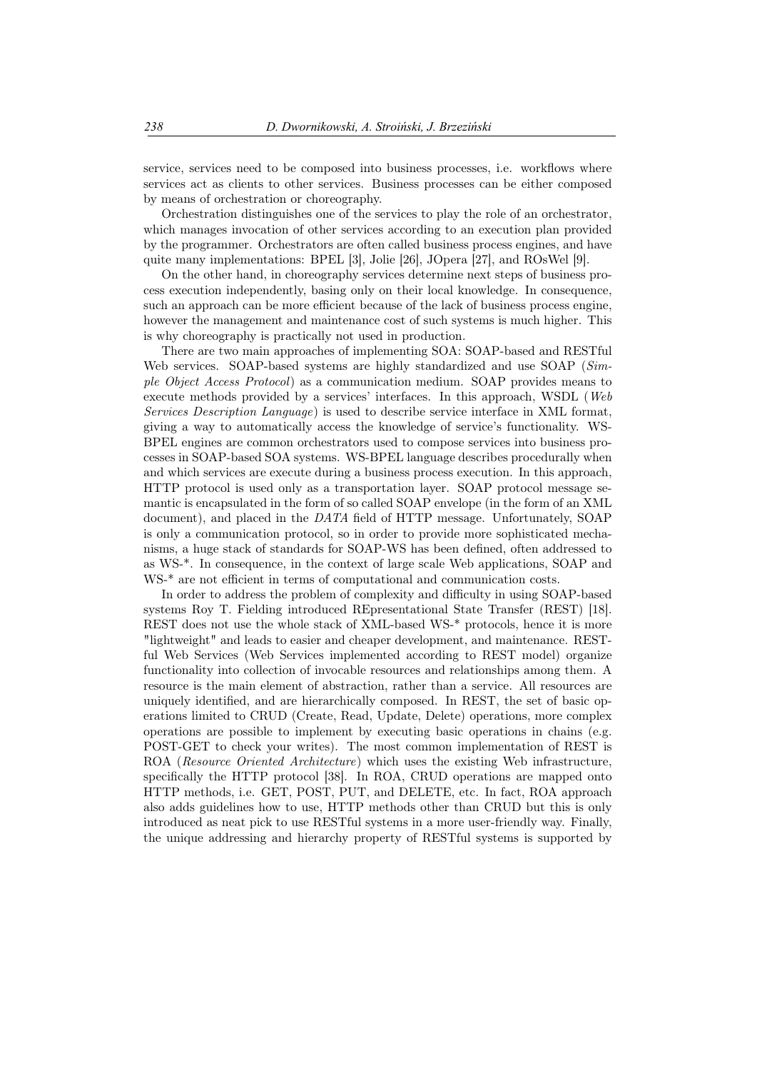service, services need to be composed into business processes, i.e. workflows where services act as clients to other services. Business processes can be either composed by means of orchestration or choreography.

Orchestration distinguishes one of the services to play the role of an orchestrator, which manages invocation of other services according to an execution plan provided by the programmer. Orchestrators are often called business process engines, and have quite many implementations: BPEL [3], Jolie [26], JOpera [27], and ROsWel [9].

On the other hand, in choreography services determine next steps of business process execution independently, basing only on their local knowledge. In consequence, such an approach can be more efficient because of the lack of business process engine, however the management and maintenance cost of such systems is much higher. This is why choreography is practically not used in production.

There are two main approaches of implementing SOA: SOAP-based and RESTful Web services. SOAP-based systems are highly standardized and use SOAP (*Simple Object Access Protocol*) as a communication medium. SOAP provides means to execute methods provided by a services' interfaces. In this approach, WSDL (*Web Services Description Language*) is used to describe service interface in XML format, giving a way to automatically access the knowledge of service's functionality. WS-BPEL engines are common orchestrators used to compose services into business processes in SOAP-based SOA systems. WS-BPEL language describes procedurally when and which services are execute during a business process execution. In this approach, HTTP protocol is used only as a transportation layer. SOAP protocol message semantic is encapsulated in the form of so called SOAP envelope (in the form of an XML document), and placed in the *DATA* field of HTTP message. Unfortunately, SOAP is only a communication protocol, so in order to provide more sophisticated mechanisms, a huge stack of standards for SOAP-WS has been defined, often addressed to as WS-*. In consequence, in the context of large scale Web applications, SOAP and WS-* are not efficient in terms of computational and communication costs.

In order to address the problem of complexity and difficulty in using SOAP-based systems Roy T. Fielding introduced REpresentational State Transfer (REST) [18]. REST does not use the whole stack of XML-based WS-* protocols, hence it is more "lightweight" and leads to easier and cheaper development, and maintenance. RESTful Web Services (Web Services implemented according to REST model) organize functionality into collection of invocable resources and relationships among them. A resource is the main element of abstraction, rather than a service. All resources are uniquely identified, and are hierarchically composed. In REST, the set of basic operations limited to CRUD (Create, Read, Update, Delete) operations, more complex operations are possible to implement by executing basic operations in chains (e.g. POST-GET to check your writes). The most common implementation of REST is ROA (*Resource Oriented Architecture*) which uses the existing Web infrastructure, specifically the HTTP protocol [38]. In ROA, CRUD operations are mapped onto HTTP methods, i.e. GET, POST, PUT, and DELETE, etc. In fact, ROA approach also adds guidelines how to use, HTTP methods other than CRUD but this is only introduced as neat pick to use RESTful systems in a more user-friendly way. Finally, the unique addressing and hierarchy property of RESTful systems is supported by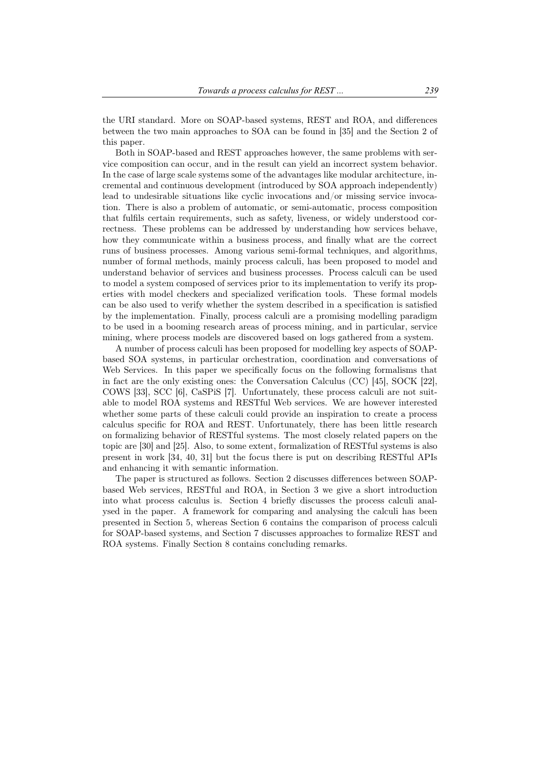the URI standard. More on SOAP-based systems, REST and ROA, and differences between the two main approaches to SOA can be found in [35] and the Section 2 of this paper.

Both in SOAP-based and REST approaches however, the same problems with service composition can occur, and in the result can yield an incorrect system behavior. In the case of large scale systems some of the advantages like modular architecture, incremental and continuous development (introduced by SOA approach independently) lead to undesirable situations like cyclic invocations and/or missing service invocation. There is also a problem of automatic, or semi-automatic, process composition that fulfils certain requirements, such as safety, liveness, or widely understood correctness. These problems can be addressed by understanding how services behave, how they communicate within a business process, and finally what are the correct runs of business processes. Among various semi-formal techniques, and algorithms, number of formal methods, mainly process calculi, has been proposed to model and understand behavior of services and business processes. Process calculi can be used to model a system composed of services prior to its implementation to verify its properties with model checkers and specialized verification tools. These formal models can be also used to verify whether the system described in a specification is satisfied by the implementation. Finally, process calculi are a promising modelling paradigm to be used in a booming research areas of process mining, and in particular, service mining, where process models are discovered based on logs gathered from a system.

A number of process calculi has been proposed for modelling key aspects of SOAP-based SOA systems, in particular orchestration, coordination and conversations of Web Services. In this paper we specifically focus on the following formalisms that in fact are the only existing ones: the Conversation Calculus (CC) [45], SOCK [22], COWS [33], SCC [6], CaSPiS [7]. Unfortunately, these process calculi are not suitable to model ROA systems and RESTful Web services. We are however interested whether some parts of these calculi could provide an inspiration to create a process calculus specific for ROA and REST. Unfortunately, there has been little research on formalizing behavior of RESTful systems. The most closely related papers on the topic are [30] and [25]. Also, to some extent, formalization of RESTful systems is also present in work [34, 40, 31] but the focus there is put on describing RESTful APIs and enhancing it with semantic information.

The paper is structured as follows. Section 2 discusses differences between SOAP-based Web services, RESTful and ROA, in Section 3 we give a short introduction into what process calculus is. Section 4 briefly discusses the process calculi analysed in the paper. A framework for comparing and analysing the calculi has been presented in Section 5, whereas Section 6 contains the comparison of process calculi for SOAP-based systems, and Section 7 discusses approaches to formalize REST and ROA systems. Finally Section 8 contains concluding remarks.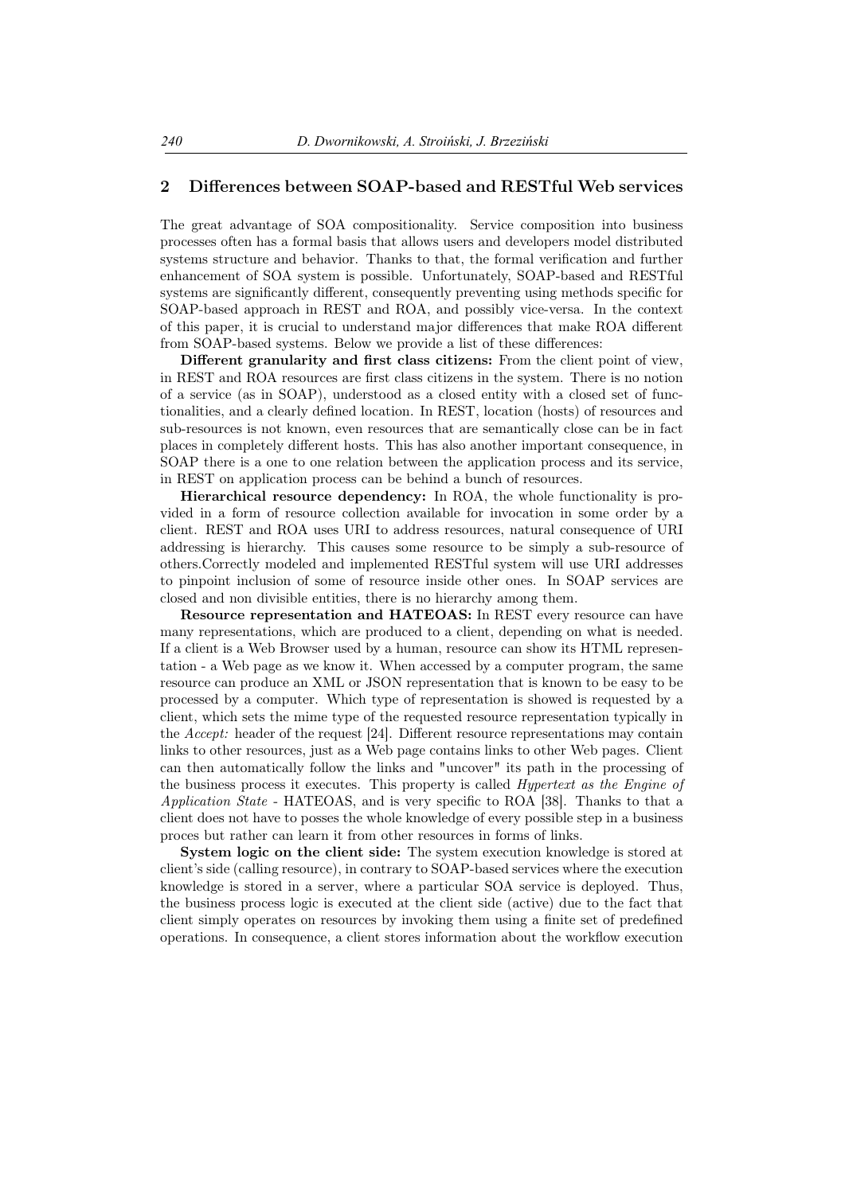## 2 Differences between SOAP-based and RESTful Web services

The great advantage of SOA compositionality. Service composition into business processes often has a formal basis that allows users and developers model distributed systems structure and behavior. Thanks to that, the formal verification and further enhancement of SOA system is possible. Unfortunately, SOAP-based and RESTful systems are significantly different, consequently preventing using methods specific for SOAP-based approach in REST and ROA, and possibly vice-versa. In the context of this paper, it is crucial to understand major differences that make ROA different from SOAP-based systems. Below we provide a list of these differences:

**Different granularity and first class citizens:** From the client point of view, in REST and ROA resources are first class citizens in the system. There is no notion of a service (as in SOAP), understood as a closed entity with a closed set of functionalities, and a clearly defined location. In REST, location (hosts) of resources and sub-resources is not known, even resources that are semantically close can be in fact places in completely different hosts. This has also another important consequence, in SOAP there is a one to one relation between the application process and its service, in REST on application process can be behind a bunch of resources.

**Hierarchical resource dependency:** In ROA, the whole functionality is provided in a form of resource collection available for invocation in some order by a client. REST and ROA uses URI to address resources, natural consequence of URI addressing is hierarchy. This causes some resource to be simply a sub-resource of others.Correctly modeled and implemented RESTful system will use URI addresses to pinpoint inclusion of some of resource inside other ones. In SOAP services are closed and non divisible entities, there is no hierarchy among them.

**Resource representation and HATEOAS:** In REST every resource can have many representations, which are produced to a client, depending on what is needed. If a client is a Web Browser used by a human, resource can show its HTML representation - a Web page as we know it. When accessed by a computer program, the same resource can produce an XML or JSON representation that is known to be easy to be processed by a computer. Which type of representation is showed is requested by a client, which sets the mime type of the requested resource representation typically in the *Accept:* header of the request [24]. Different resource representations may contain links to other resources, just as a Web page contains links to other Web pages. Client can then automatically follow the links and "uncover" its path in the processing of the business process it executes. This property is called *Hypertext as the Engine of Application State* - HATEOAS, and is very specific to ROA [38]. Thanks to that a client does not have to posses the whole knowledge of every possible step in a business proces but rather can learn it from other resources in forms of links.

**System logic on the client side:** The system execution knowledge is stored at client's side (calling resource), in contrary to SOAP-based services where the execution knowledge is stored in a server, where a particular SOA service is deployed. Thus, the business process logic is executed at the client side (active) due to the fact that client simply operates on resources by invoking them using a finite set of predefined operations. In consequence, a client stores information about the workflow execution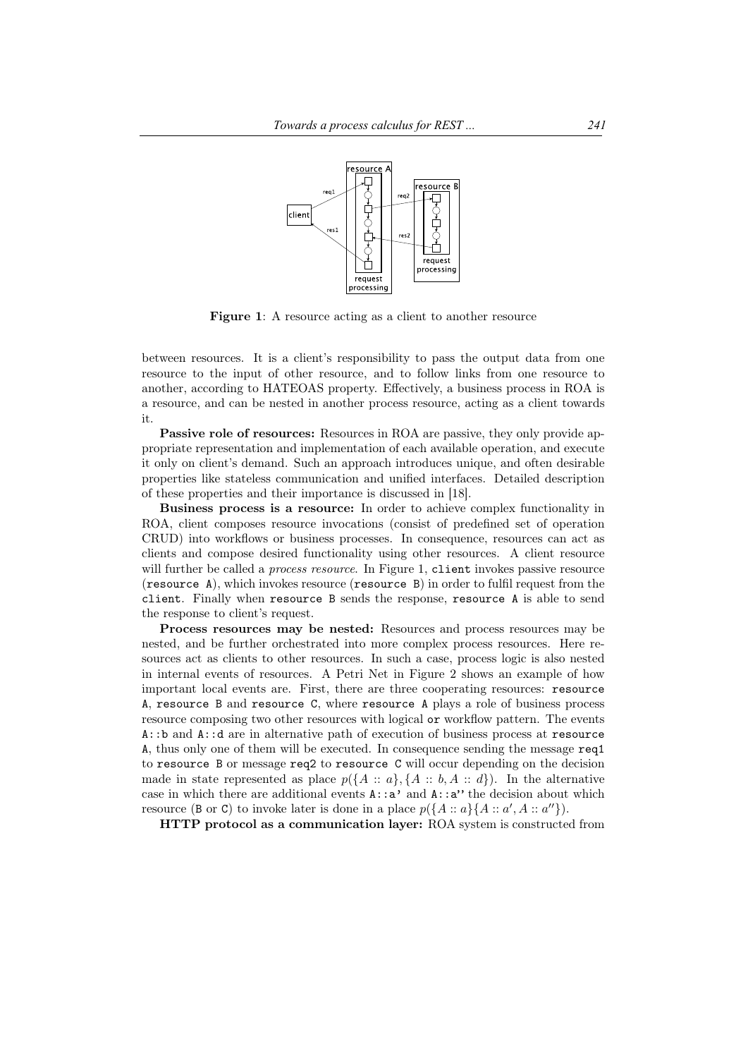Figure 1: A resource acting as a client to another resource

between resources. It is a client's responsibility to pass the output data from one resource to the input of other resource, and to follow links from one resource to another, according to HATEOAS property. Effectively, a business process in ROA is a resource, and can be nested in another process resource, acting as a client towards it.

**Passive role of resources:** Resources in ROA are passive, they only provide appropriate representation and implementation of each available operation, and execute it only on client's demand. Such an approach introduces unique, and often desirable properties like stateless communication and unified interfaces. Detailed description of these properties and their importance is discussed in [18].

**Business process is a resource:** In order to achieve complex functionality in ROA, client composes resource invocations (consist of predefined set of operation CRUD) into workflows or business processes. In consequence, resources can act as clients and compose desired functionality using other resources. A client resource will further be called a *process resource*. In Figure 1, `client` invokes passive resource (`resource A`), which invokes resource (`resource B`) in order to fulfil request from the `client`. Finally when `resource B` sends the response, `resource A` is able to send the response to client's request.

**Process resources may be nested:** Resources and process resources may be nested, and be further orchestrated into more complex process resources. Here resources act as clients to other resources. In such a case, process logic is also nested in internal events of resources. A Petri Net in Figure 2 shows an example of how important local events are. First, there are three cooperating resources: `resource A`, `resource B` and `resource C`, where `resource A` plays a role of business process resource composing two other resources with logical `or` workflow pattern. The events `A::b` and `A::d` are in alternative path of execution of business process at `resource A`, thus only one of them will be executed. In consequence sending the message `req1` to `resource B` or message `req2` to `resource C` will occur depending on the decision made in state represented as place $p(\{A :: a\}, \{A :: b, A :: d\})$. In the alternative case in which there are additional events `A::a'` and `A::a''` the decision about which resource (`B` or `C`) to invoke later is done in a place $p(\{A :: a\}\{A :: a', A :: a''\})$.

**HTTP protocol as a communication layer:** ROA system is constructed from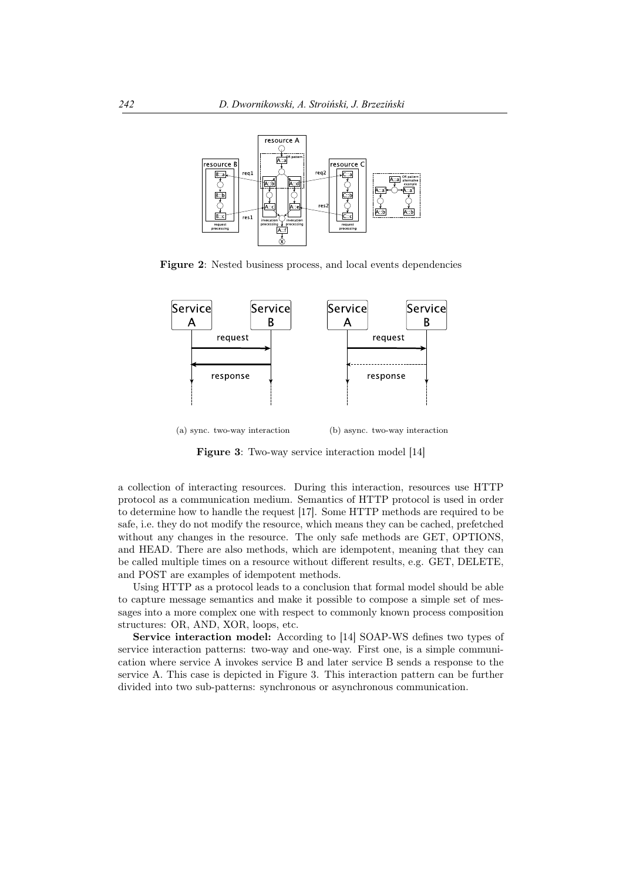Figure 2: Nested business process, and local events dependencies

(a) sync. two-way interaction

(b) async. two-way interaction

Figure 3: Two-way service interaction model [14]

a collection of interacting resources. During this interaction, resources use HTTP protocol as a communication medium. Semantics of HTTP protocol is used in order to determine how to handle the request [17]. Some HTTP methods are required to be safe, i.e. they do not modify the resource, which means they can be cached, prefetched without any changes in the resource. The only safe methods are GET, OPTIONS, and HEAD. There are also methods, which are idempotent, meaning that they can be called multiple times on a resource without different results, e.g. GET, DELETE, and POST are examples of idempotent methods.

Using HTTP as a protocol leads to a conclusion that formal model should be able to capture message semantics and make it possible to compose a simple set of messages into a more complex one with respect to commonly known process composition structures: OR, AND, XOR, loops, etc.

**Service interaction model:** According to [14] SOAP-WS defines two types of service interaction patterns: two-way and one-way. First one, is a simple communication where service A invokes service B and later service B sends a response to the service A. This case is depicted in Figure 3. This interaction pattern can be further divided into two sub-patterns: synchronous or asynchronous communication.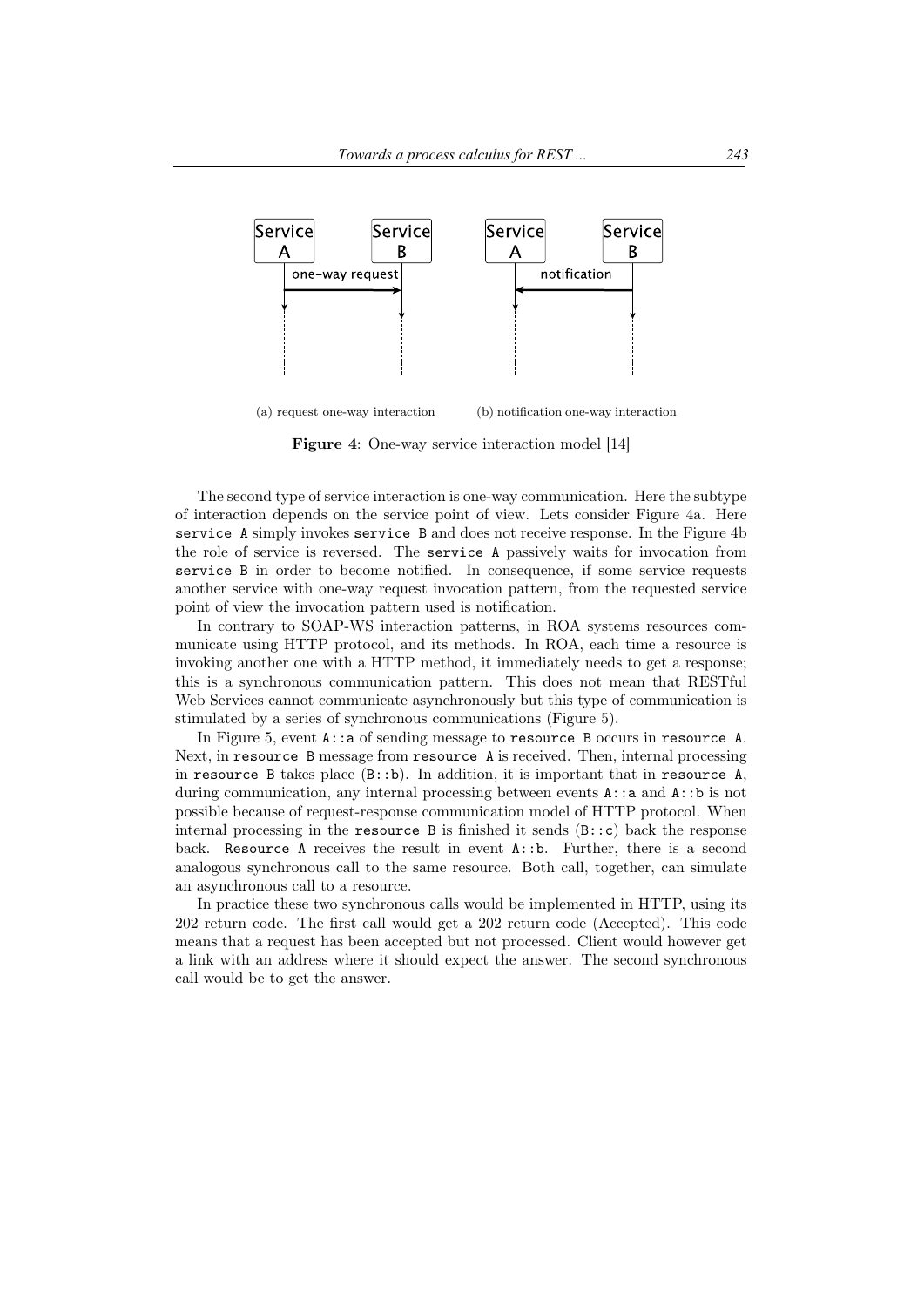(a) request one-way interaction (b) notification one-way interaction

**Figure 4**: One-way service interaction model [14]

The second type of service interaction is one-way communication. Here the subtype of interaction depends on the service point of view. Lets consider Figure 4a. Here `service A` simply invokes `service B` and does not receive response. In the Figure 4b the role of service is reversed. The `service A` passively waits for invocation from `service B` in order to become notified. In consequence, if some service requests another service with one-way request invocation pattern, from the requested service point of view the invocation pattern used is notification.

In contrary to SOAP-WS interaction patterns, in ROA systems resources communicate using HTTP protocol, and its methods. In ROA, each time a resource is invoking another one with a HTTP method, it immediately needs to get a response; this is a synchronous communication pattern. This does not mean that RESTful Web Services cannot communicate asynchronously but this type of communication is stimulated by a series of synchronous communications (Figure 5).

In Figure 5, event `A::a` of sending message to `resource B` occurs in `resource A`. Next, in `resource B` message from `resource A` is received. Then, internal processing in `resource B` takes place (`B::b`). In addition, it is important that in `resource A`, during communication, any internal processing between events `A::a` and `A::b` is not possible because of request-response communication model of HTTP protocol. When internal processing in the `resource B` is finished it sends (`B::c`) back the response back. `Resource A` receives the result in event `A::b`. Further, there is a second analogous synchronous call to the same resource. Both call, together, can simulate an asynchronous call to a resource.

In practice these two synchronous calls would be implemented in HTTP, using its 202 return code. The first call would get a 202 return code (Accepted). This code means that a request has been accepted but not processed. Client would however get a link with an address where it should expect the answer. The second synchronous call would be to get the answer.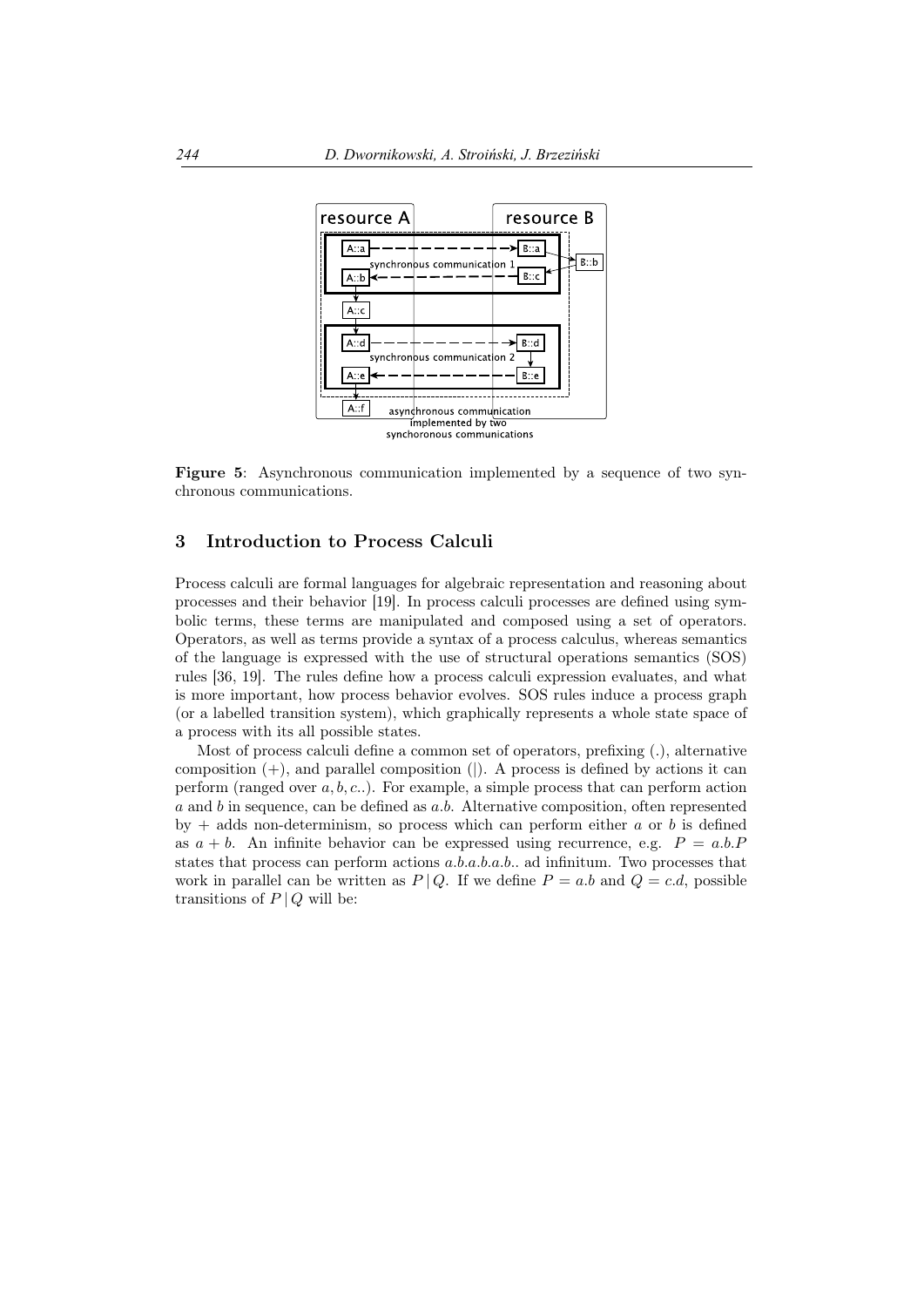Figure 5: Asynchronous communication implemented by a sequence of two synchronous communications.

## 3 Introduction to Process Calculi

Process calculi are formal languages for algebraic representation and reasoning about processes and their behavior [19]. In process calculi processes are defined using symbolic terms, these terms are manipulated and composed using a set of operators. Operators, as well as terms provide a syntax of a process calculus, whereas semantics of the language is expressed with the use of structural operations semantics (SOS) rules [36, 19]. The rules define how a process calculi expression evaluates, and what is more important, how process behavior evolves. SOS rules induce a process graph (or a labelled transition system), which graphically represents a whole state space of a process with its all possible states.

Most of process calculi define a common set of operators, prefixing (.), alternative composition (+), and parallel composition (|). A process is defined by actions it can perform (ranged over $a, b, c..$). For example, a simple process that can perform action $a$ and $b$ in sequence, can be defined as $a.b$. Alternative composition, often represented by + adds non-determinism, so process which can perform either $a$ or $b$ is defined as $a + b$. An infinite behavior can be expressed using recurrence, e.g. $P = a.b.P$ states that process can perform actions $a.b.a.b.a.b..$ ad infinitum. Two processes that work in parallel can be written as $P \,|\, Q$. If we define $P = a.b$ and $Q = c.d$, possible transitions of $P \,|\, Q$ will be: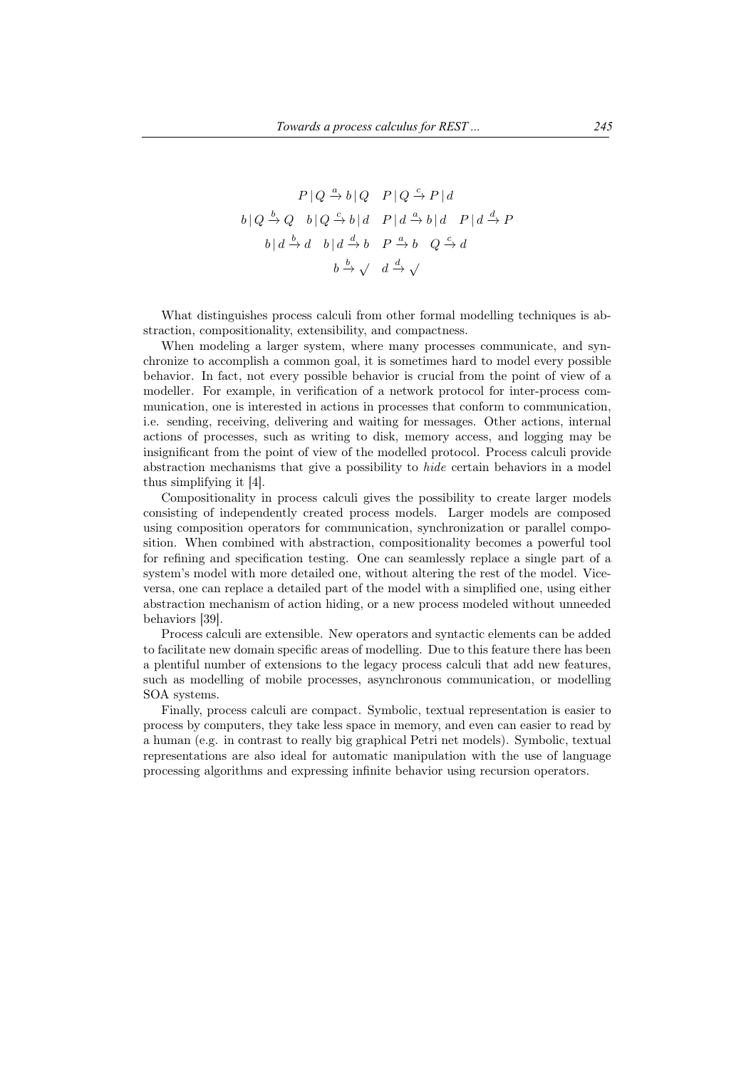$$
P \,|\, Q \xrightarrow{a} b \,|\, Q \quad P \,|\, Q \xrightarrow{c} P \,|\, d
$$

$$
b \,|\, Q \xrightarrow{b} Q \quad b \,|\, Q \xrightarrow{c} b \,|\, d \quad P \,|\, d \xrightarrow{a} b \,|\, d \quad P \,|\, d \xrightarrow{d} P
$$

$$
b \,|\, d \xrightarrow{b} d \quad b \,|\, d \xrightarrow{d} b \quad P \xrightarrow{a} b \quad Q \xrightarrow{c} d
$$

$$
b \xrightarrow{b} \surd \quad d \xrightarrow{d} \surd
$$

What distinguishes process calculi from other formal modelling techniques is abstraction, compositionality, extensibility, and compactness.

When modeling a larger system, where many processes communicate, and synchronize to accomplish a common goal, it is sometimes hard to model every possible behavior. In fact, not every possible behavior is crucial from the point of view of a modeller. For example, in verification of a network protocol for inter-process communication, one is interested in actions in processes that conform to communication, i.e. sending, receiving, delivering and waiting for messages. Other actions, internal actions of processes, such as writing to disk, memory access, and logging may be insignificant from the point of view of the modelled protocol. Process calculi provide abstraction mechanisms that give a possibility to *hide* certain behaviors in a model thus simplifying it [4].

Compositionality in process calculi gives the possibility to create larger models consisting of independently created process models. Larger models are composed using composition operators for communication, synchronization or parallel composition. When combined with abstraction, compositionality becomes a powerful tool for refining and specification testing. One can seamlessly replace a single part of a system's model with more detailed one, without altering the rest of the model. Vice-versa, one can replace a detailed part of the model with a simplified one, using either abstraction mechanism of action hiding, or a new process modeled without unneeded behaviors [39].

Process calculi are extensible. New operators and syntactic elements can be added to facilitate new domain specific areas of modelling. Due to this feature there has been a plentiful number of extensions to the legacy process calculi that add new features, such as modelling of mobile processes, asynchronous communication, or modelling SOA systems.

Finally, process calculi are compact. Symbolic, textual representation is easier to process by computers, they take less space in memory, and even can easier to read by a human (e.g. in contrast to really big graphical Petri net models). Symbolic, textual representations are also ideal for automatic manipulation with the use of language processing algorithms and expressing infinite behavior using recursion operators.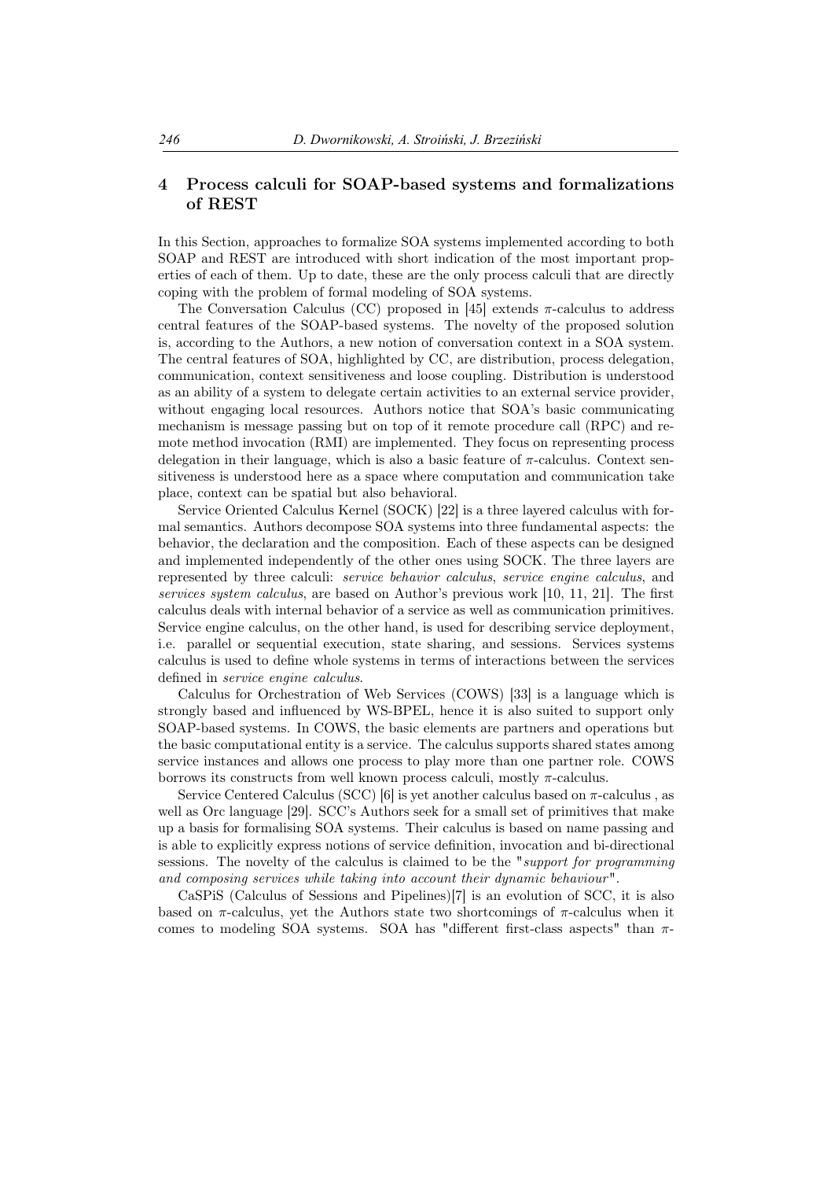## 4 Process calculi for SOAP-based systems and formalizations of REST

In this Section, approaches to formalize SOA systems implemented according to both SOAP and REST are introduced with short indication of the most important properties of each of them. Up to date, these are the only process calculi that are directly coping with the problem of formal modeling of SOA systems.

The Conversation Calculus (CC) proposed in [45] extends $\pi$-calculus to address central features of the SOAP-based systems. The novelty of the proposed solution is, according to the Authors, a new notion of conversation context in a SOA system. The central features of SOA, highlighted by CC, are distribution, process delegation, communication, context sensitiveness and loose coupling. Distribution is understood as an ability of a system to delegate certain activities to an external service provider, without engaging local resources. Authors notice that SOA's basic communicating mechanism is message passing but on top of it remote procedure call (RPC) and remote method invocation (RMI) are implemented. They focus on representing process delegation in their language, which is also a basic feature of $\pi$-calculus. Context sensitiveness is understood here as a space where computation and communication take place, context can be spatial but also behavioral.

Service Oriented Calculus Kernel (SOCK) [22] is a three layered calculus with formal semantics. Authors decompose SOA systems into three fundamental aspects: the behavior, the declaration and the composition. Each of these aspects can be designed and implemented independently of the other ones using SOCK. The three layers are represented by three calculi: *service behavior calculus*, *service engine calculus*, and *services system calculus*, are based on Author's previous work [10, 11, 21]. The first calculus deals with internal behavior of a service as well as communication primitives. Service engine calculus, on the other hand, is used for describing service deployment, i.e. parallel or sequential execution, state sharing, and sessions. Services systems calculus is used to define whole systems in terms of interactions between the services defined in *service engine calculus*.

Calculus for Orchestration of Web Services (COWS) [33] is a language which is strongly based and influenced by WS-BPEL, hence it is also suited to support only SOAP-based systems. In COWS, the basic elements are partners and operations but the basic computational entity is a service. The calculus supports shared states among service instances and allows one process to play more than one partner role. COWS borrows its constructs from well known process calculi, mostly $\pi$-calculus.

Service Centered Calculus (SCC) [6] is yet another calculus based on $\pi$-calculus , as well as Orc language [29]. SCC's Authors seek for a small set of primitives that make up a basis for formalising SOA systems. Their calculus is based on name passing and is able to explicitly express notions of service definition, invocation and bi-directional sessions. The novelty of the calculus is claimed to be the "*support for programming and composing services while taking into account their dynamic behaviour*".

CaSPiS (Calculus of Sessions and Pipelines)[7] is an evolution of SCC, it is also based on $\pi$-calculus, yet the Authors state two shortcomings of $\pi$-calculus when it comes to modeling SOA systems. SOA has "different first-class aspects" than $\pi$-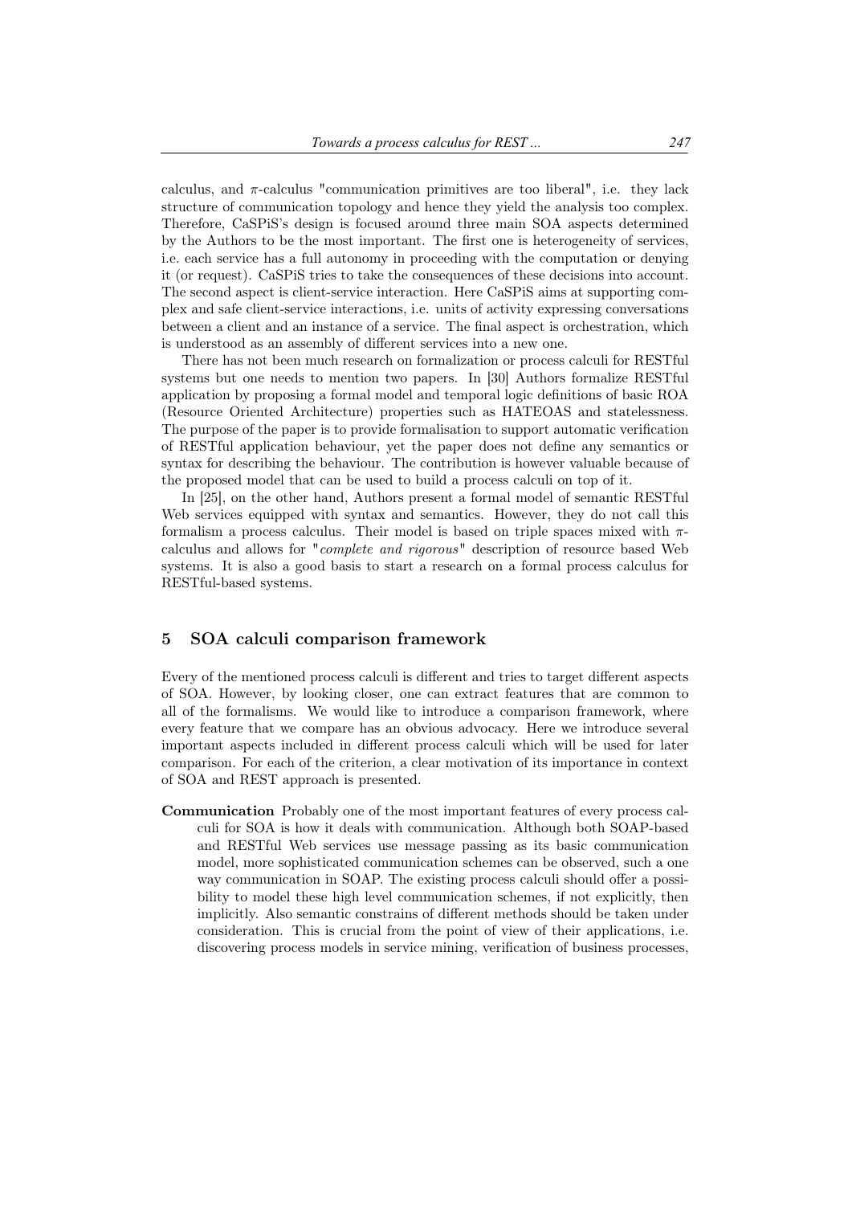calculus, and $\pi$-calculus "communication primitives are too liberal", i.e. they lack structure of communication topology and hence they yield the analysis too complex. Therefore, CaSPiS's design is focused around three main SOA aspects determined by the Authors to be the most important. The first one is heterogeneity of services, i.e. each service has a full autonomy in proceeding with the computation or denying it (or request). CaSPiS tries to take the consequences of these decisions into account. The second aspect is client-service interaction. Here CaSPiS aims at supporting complex and safe client-service interactions, i.e. units of activity expressing conversations between a client and an instance of a service. The final aspect is orchestration, which is understood as an assembly of different services into a new one.

There has not been much research on formalization or process calculi for RESTful systems but one needs to mention two papers. In [30] Authors formalize RESTful application by proposing a formal model and temporal logic definitions of basic ROA (Resource Oriented Architecture) properties such as HATEOAS and statelessness. The purpose of the paper is to provide formalisation to support automatic verification of RESTful application behaviour, yet the paper does not define any semantics or syntax for describing the behaviour. The contribution is however valuable because of the proposed model that can be used to build a process calculi on top of it.

In [25], on the other hand, Authors present a formal model of semantic RESTful Web services equipped with syntax and semantics. However, they do not call this formalism a process calculus. Their model is based on triple spaces mixed with $\pi$-calculus and allows for "*complete and rigorous*" description of resource based Web systems. It is also a good basis to start a research on a formal process calculus for RESTful-based systems.

## 5 SOA calculi comparison framework

Every of the mentioned process calculi is different and tries to target different aspects of SOA. However, by looking closer, one can extract features that are common to all of the formalisms. We would like to introduce a comparison framework, where every feature that we compare has an obvious advocacy. Here we introduce several important aspects included in different process calculi which will be used for later comparison. For each of the criterion, a clear motivation of its importance in context of SOA and REST approach is presented.

**Communication** Probably one of the most important features of every process calculi for SOA is how it deals with communication. Although both SOAP-based and RESTful Web services use message passing as its basic communication model, more sophisticated communication schemes can be observed, such a one way communication in SOAP. The existing process calculi should offer a possibility to model these high level communication schemes, if not explicitly, then implicitly. Also semantic constrains of different methods should be taken under consideration. This is crucial from the point of view of their applications, i.e. discovering process models in service mining, verification of business processes,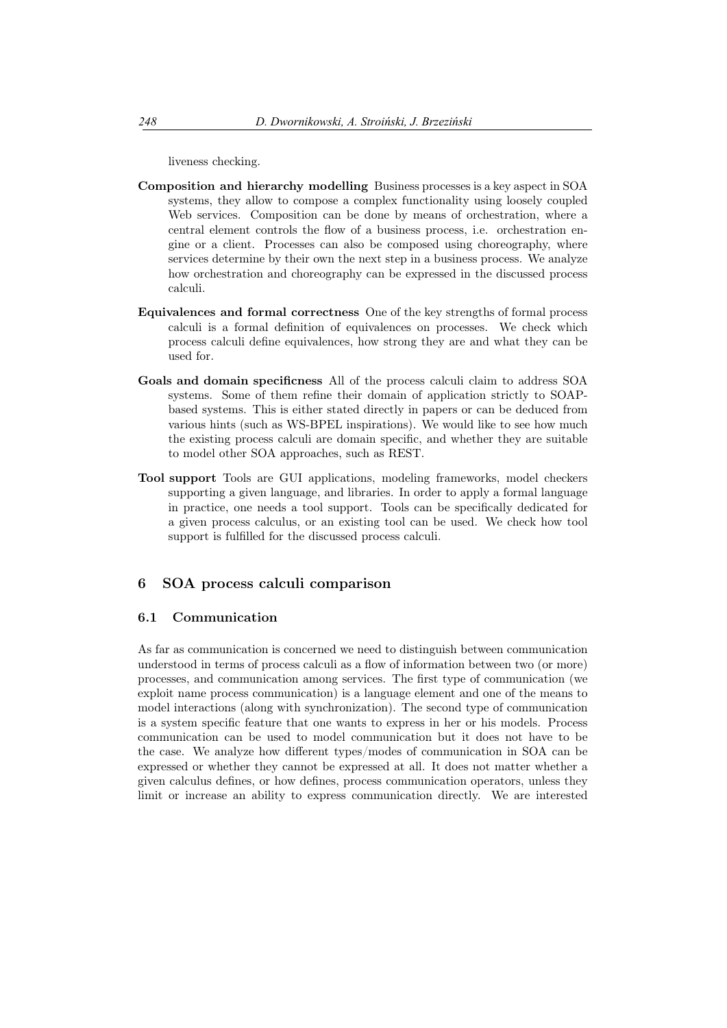liveness checking.

**Composition and hierarchy modelling** Business processes is a key aspect in SOA systems, they allow to compose a complex functionality using loosely coupled Web services. Composition can be done by means of orchestration, where a central element controls the flow of a business process, i.e. orchestration engine or a client. Processes can also be composed using choreography, where services determine by their own the next step in a business process. We analyze how orchestration and choreography can be expressed in the discussed process calculi.

**Equivalences and formal correctness** One of the key strengths of formal process calculi is a formal definition of equivalences on processes. We check which process calculi define equivalences, how strong they are and what they can be used for.

**Goals and domain specificness** All of the process calculi claim to address SOA systems. Some of them refine their domain of application strictly to SOAP-based systems. This is either stated directly in papers or can be deduced from various hints (such as WS-BPEL inspirations). We would like to see how much the existing process calculi are domain specific, and whether they are suitable to model other SOA approaches, such as REST.

**Tool support** Tools are GUI applications, modeling frameworks, model checkers supporting a given language, and libraries. In order to apply a formal language in practice, one needs a tool support. Tools can be specifically dedicated for a given process calculus, or an existing tool can be used. We check how tool support is fulfilled for the discussed process calculi.

## 6 SOA process calculi comparison

### 6.1 Communication

As far as communication is concerned we need to distinguish between communication understood in terms of process calculi as a flow of information between two (or more) processes, and communication among services. The first type of communication (we exploit name process communication) is a language element and one of the means to model interactions (along with synchronization). The second type of communication is a system specific feature that one wants to express in her or his models. Process communication can be used to model communication but it does not have to be the case. We analyze how different types/modes of communication in SOA can be expressed or whether they cannot be expressed at all. It does not matter whether a given calculus defines, or how defines, process communication operators, unless they limit or increase an ability to express communication directly. We are interested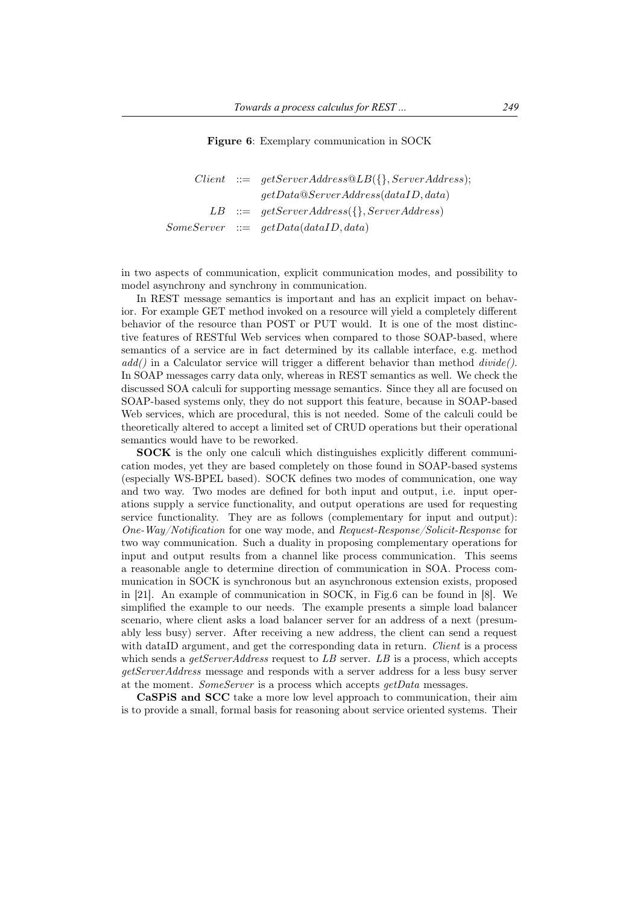**Figure 6**: Exemplary communication in SOCK

$$
\begin{aligned}
Client &::= getServerAddress@LB(\{\}, ServerAddress);\\
&\quad\; getData@ServerAddress(dataID, data)\\
LB &::= getServerAddress(\{\}, ServerAddress)\\
SomeServer &::= getData(dataID, data)
\end{aligned}
$$

in two aspects of communication, explicit communication modes, and possibility to model asynchrony and synchrony in communication.

In REST message semantics is important and has an explicit impact on behavior. For example GET method invoked on a resource will yield a completely different behavior of the resource than POST or PUT would. It is one of the most distinctive features of RESTful Web services when compared to those SOAP-based, where semantics of a service are in fact determined by its callable interface, e.g. method *add()* in a Calculator service will trigger a different behavior than method *divide()*. In SOAP messages carry data only, whereas in REST semantics as well. We check the discussed SOA calculi for supporting message semantics. Since they all are focused on SOAP-based systems only, they do not support this feature, because in SOAP-based Web services, which are procedural, this is not needed. Some of the calculi could be theoretically altered to accept a limited set of CRUD operations but their operational semantics would have to be reworked.

**SOCK** is the only one calculi which distinguishes explicitly different communication modes, yet they are based completely on those found in SOAP-based systems (especially WS-BPEL based). SOCK defines two modes of communication, one way and two way. Two modes are defined for both input and output, i.e. input operations supply a service functionality, and output operations are used for requesting service functionality. They are as follows (complementary for input and output): *One-Way/Notification* for one way mode, and *Request-Response/Solicit-Response* for two way communication. Such a duality in proposing complementary operations for input and output results from a channel like process communication. This seems a reasonable angle to determine direction of communication in SOA. Process communication in SOCK is synchronous but an asynchronous extension exists, proposed in [21]. An example of communication in SOCK, in Fig.6 can be found in [8]. We simplified the example to our needs. The example presents a simple load balancer scenario, where client asks a load balancer server for an address of a next (presumably less busy) server. After receiving a new address, the client can send a request with dataID argument, and get the corresponding data in return. *Client* is a process which sends a *getServerAddress* request to *LB* server. *LB* is a process, which accepts *getServerAddress* message and responds with a server address for a less busy server at the moment. *SomeServer* is a process which accepts *getData* messages.

**CaSPiS and SCC** take a more low level approach to communication, their aim is to provide a small, formal basis for reasoning about service oriented systems. Their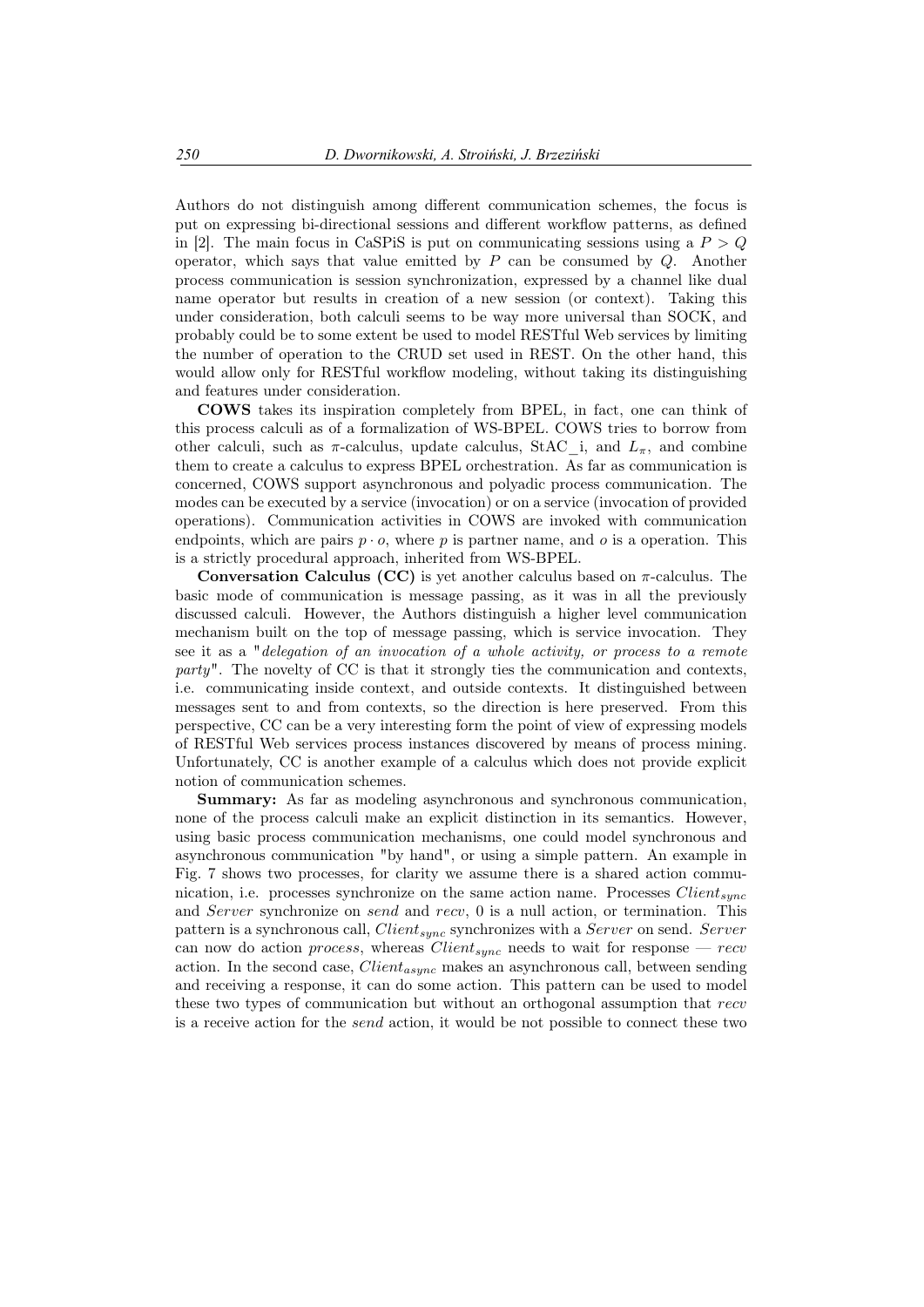Authors do not distinguish among different communication schemes, the focus is put on expressing bi-directional sessions and different workflow patterns, as defined in [2]. The main focus in CaSPiS is put on communicating sessions using a $P > Q$ operator, which says that value emitted by $P$ can be consumed by $Q$. Another process communication is session synchronization, expressed by a channel like dual name operator but results in creation of a new session (or context). Taking this under consideration, both calculi seems to be way more universal than SOCK, and probably could be to some extent be used to model RESTful Web services by limiting the number of operation to the CRUD set used in REST. On the other hand, this would allow only for RESTful workflow modeling, without taking its distinguishing and features under consideration.

**COWS** takes its inspiration completely from BPEL, in fact, one can think of this process calculi as of a formalization of WS-BPEL. COWS tries to borrow from other calculi, such as $\pi$-calculus, update calculus, StAC_i, and $L_\pi$, and combine them to create a calculus to express BPEL orchestration. As far as communication is concerned, COWS support asynchronous and polyadic process communication. The modes can be executed by a service (invocation) or on a service (invocation of provided operations). Communication activities in COWS are invoked with communication endpoints, which are pairs $p \cdot o$, where $p$ is partner name, and $o$ is a operation. This is a strictly procedural approach, inherited from WS-BPEL.

**Conversation Calculus (CC)** is yet another calculus based on $\pi$-calculus. The basic mode of communication is message passing, as it was in all the previously discussed calculi. However, the Authors distinguish a higher level communication mechanism built on the top of message passing, which is service invocation. They see it as a "*delegation of an invocation of a whole activity, or process to a remote party*". The novelty of CC is that it strongly ties the communication and contexts, i.e. communicating inside context, and outside contexts. It distinguished between messages sent to and from contexts, so the direction is here preserved. From this perspective, CC can be a very interesting form the point of view of expressing models of RESTful Web services process instances discovered by means of process mining. Unfortunately, CC is another example of a calculus which does not provide explicit notion of communication schemes.

**Summary:** As far as modeling asynchronous and synchronous communication, none of the process calculi make an explicit distinction in its semantics. However, using basic process communication mechanisms, one could model synchronous and asynchronous communication "by hand", or using a simple pattern. An example in Fig. 7 shows two processes, for clarity we assume there is a shared action communication, i.e. processes synchronize on the same action name. Processes $Client_{sync}$ and $Server$ synchronize on *send* and *recv*, 0 is a null action, or termination. This pattern is a synchronous call, $Client_{sync}$ synchronizes with a $Server$ on send. $Server$ can now do action *process*, whereas $Client_{sync}$ needs to wait for response — *recv* action. In the second case, $Client_{async}$ makes an asynchronous call, between sending and receiving a response, it can do some action. This pattern can be used to model these two types of communication but without an orthogonal assumption that *recv* is a receive action for the *send* action, it would be not possible to connect these two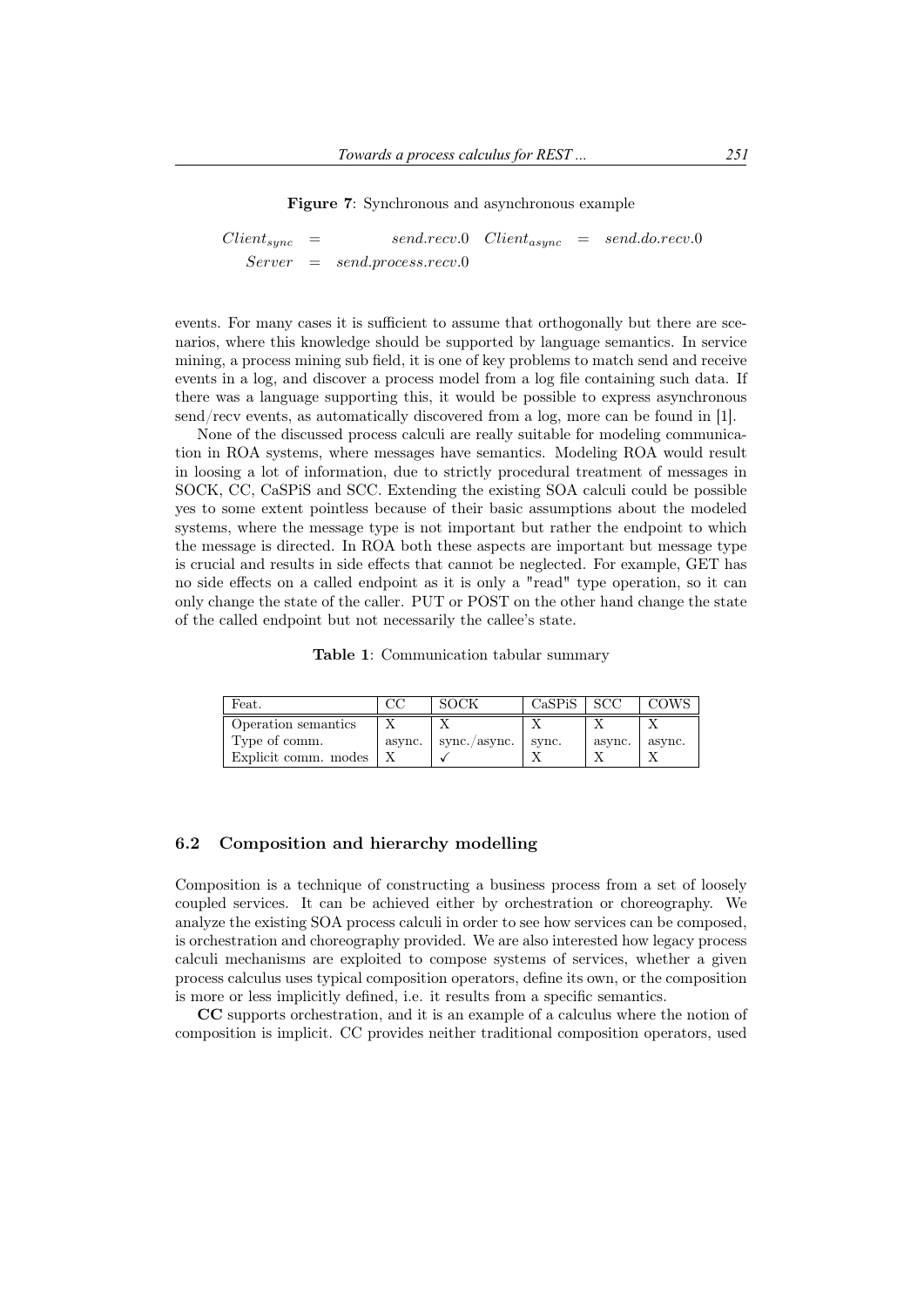**Figure 7**: Synchronous and asynchronous example

$$Client_{sync} = send.recv.0 \quad Client_{async} = send.do.recv.0$$
$$Server = send.process.recv.0$$

events. For many cases it is sufficient to assume that orthogonally but there are scenarios, where this knowledge should be supported by language semantics. In service mining, a process mining sub field, it is one of key problems to match send and receive events in a log, and discover a process model from a log file containing such data. If there was a language supporting this, it would be possible to express asynchronous send/recv events, as automatically discovered from a log, more can be found in [1].

None of the discussed process calculi are really suitable for modeling communication in ROA systems, where messages have semantics. Modeling ROA would result in loosing a lot of information, due to strictly procedural treatment of messages in SOCK, CC, CaSPiS and SCC. Extending the existing SOA calculi could be possible yes to some extent pointless because of their basic assumptions about the modeled systems, where the message type is not important but rather the endpoint to which the message is directed. In ROA both these aspects are important but message type is crucial and results in side effects that cannot be neglected. For example, GET has no side effects on a called endpoint as it is only a "read" type operation, so it can only change the state of the caller. PUT or POST on the other hand change the state of the called endpoint but not necessarily the callee's state.

**Table 1**: Communication tabular summary

| Feat. | CC | SOCK | CaSPiS | SCC | COWS |
|---|---|---|---|---|---|
| Operation semantics | X | X | X | X | X |
| Type of comm. | async. | sync./async. | sync. | async. | async. |
| Explicit comm. modes | X | ✓ | X | X | X |

### 6.2 Composition and hierarchy modelling

Composition is a technique of constructing a business process from a set of loosely coupled services. It can be achieved either by orchestration or choreography. We analyze the existing SOA process calculi in order to see how services can be composed, is orchestration and choreography provided. We are also interested how legacy process calculi mechanisms are exploited to compose systems of services, whether a given process calculus uses typical composition operators, define its own, or the composition is more or less implicitly defined, i.e. it results from a specific semantics.

**CC** supports orchestration, and it is an example of a calculus where the notion of composition is implicit. CC provides neither traditional composition operators, used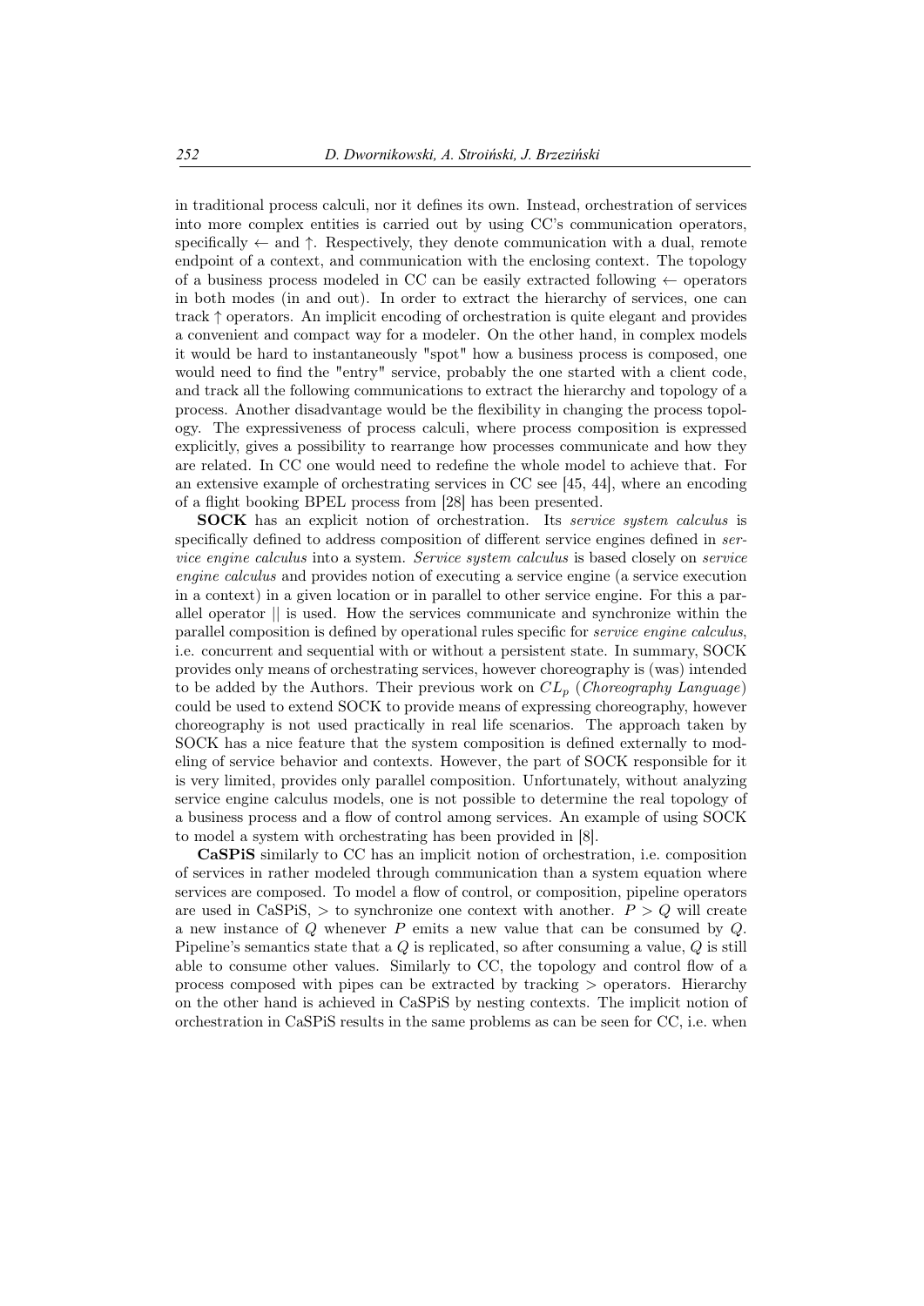in traditional process calculi, nor it defines its own. Instead, orchestration of services into more complex entities is carried out by using CC's communication operators, specifically $\leftarrow$ and $\uparrow$. Respectively, they denote communication with a dual, remote endpoint of a context, and communication with the enclosing context. The topology of a business process modeled in CC can be easily extracted following $\leftarrow$ operators in both modes (in and out). In order to extract the hierarchy of services, one can track $\uparrow$ operators. An implicit encoding of orchestration is quite elegant and provides a convenient and compact way for a modeler. On the other hand, in complex models it would be hard to instantaneously "spot" how a business process is composed, one would need to find the "entry" service, probably the one started with a client code, and track all the following communications to extract the hierarchy and topology of a process. Another disadvantage would be the flexibility in changing the process topology. The expressiveness of process calculi, where process composition is expressed explicitly, gives a possibility to rearrange how processes communicate and how they are related. In CC one would need to redefine the whole model to achieve that. For an extensive example of orchestrating services in CC see [45, 44], where an encoding of a flight booking BPEL process from [28] has been presented.

**SOCK** has an explicit notion of orchestration. Its *service system calculus* is specifically defined to address composition of different service engines defined in *service engine calculus* into a system. *Service system calculus* is based closely on *service engine calculus* and provides notion of executing a service engine (a service execution in a context) in a given location or in parallel to other service engine. For this a parallel operator $||$ is used. How the services communicate and synchronize within the parallel composition is defined by operational rules specific for *service engine calculus*, i.e. concurrent and sequential with or without a persistent state. In summary, SOCK provides only means of orchestrating services, however choreography is (was) intended to be added by the Authors. Their previous work on $CL_p$ (*Choreography Language*) could be used to extend SOCK to provide means of expressing choreography, however choreography is not used practically in real life scenarios. The approach taken by SOCK has a nice feature that the system composition is defined externally to modeling of service behavior and contexts. However, the part of SOCK responsible for it is very limited, provides only parallel composition. Unfortunately, without analyzing service engine calculus models, one is not possible to determine the real topology of a business process and a flow of control among services. An example of using SOCK to model a system with orchestrating has been provided in [8].

**CaSPiS** similarly to CC has an implicit notion of orchestration, i.e. composition of services in rather modeled through communication than a system equation where services are composed. To model a flow of control, or composition, pipeline operators are used in CaSPiS, $>$ to synchronize one context with another. $P > Q$ will create a new instance of $Q$ whenever $P$ emits a new value that can be consumed by $Q$. Pipeline's semantics state that a $Q$ is replicated, so after consuming a value, $Q$ is still able to consume other values. Similarly to CC, the topology and control flow of a process composed with pipes can be extracted by tracking $>$ operators. Hierarchy on the other hand is achieved in CaSPiS by nesting contexts. The implicit notion of orchestration in CaSPiS results in the same problems as can be seen for CC, i.e. when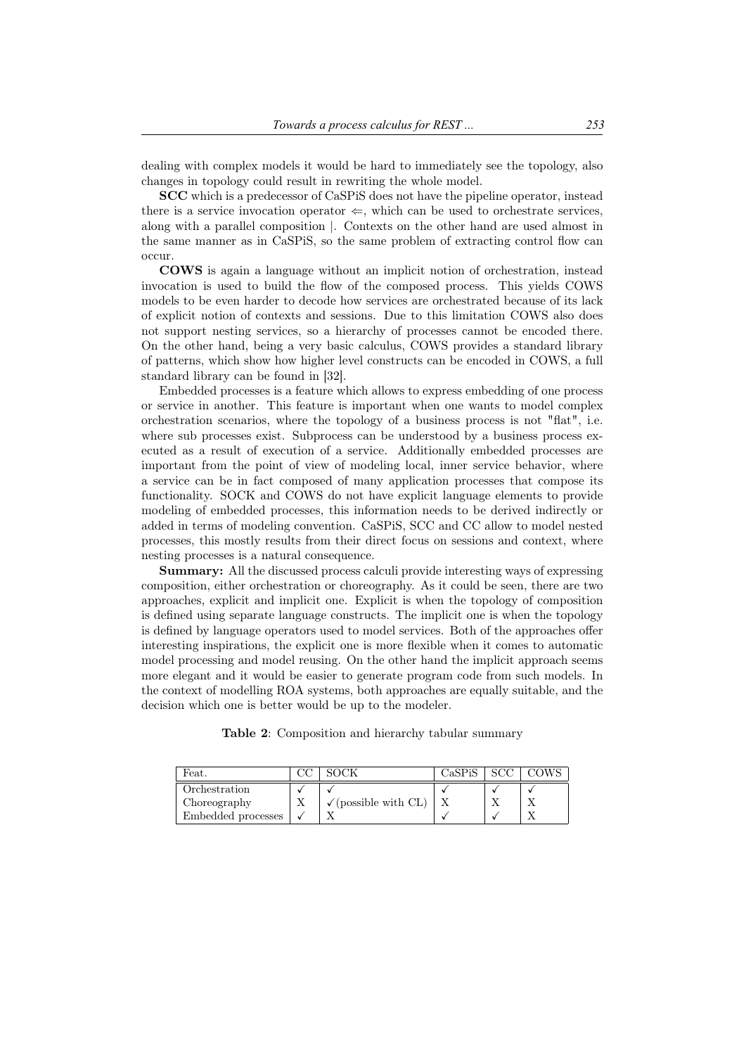dealing with complex models it would be hard to immediately see the topology, also changes in topology could result in rewriting the whole model.

**SCC** which is a predecessor of CaSPiS does not have the pipeline operator, instead there is a service invocation operator $\Leftarrow$, which can be used to orchestrate services, along with a parallel composition $|$. Contexts on the other hand are used almost in the same manner as in CaSPiS, so the same problem of extracting control flow can occur.

**COWS** is again a language without an implicit notion of orchestration, instead invocation is used to build the flow of the composed process. This yields COWS models to be even harder to decode how services are orchestrated because of its lack of explicit notion of contexts and sessions. Due to this limitation COWS also does not support nesting services, so a hierarchy of processes cannot be encoded there. On the other hand, being a very basic calculus, COWS provides a standard library of patterns, which show how higher level constructs can be encoded in COWS, a full standard library can be found in [32].

Embedded processes is a feature which allows to express embedding of one process or service in another. This feature is important when one wants to model complex orchestration scenarios, where the topology of a business process is not "flat", i.e. where sub processes exist. Subprocess can be understood by a business process executed as a result of execution of a service. Additionally embedded processes are important from the point of view of modeling local, inner service behavior, where a service can be in fact composed of many application processes that compose its functionality. SOCK and COWS do not have explicit language elements to provide modeling of embedded processes, this information needs to be derived indirectly or added in terms of modeling convention. CaSPiS, SCC and CC allow to model nested processes, this mostly results from their direct focus on sessions and context, where nesting processes is a natural consequence.

**Summary:** All the discussed process calculi provide interesting ways of expressing composition, either orchestration or choreography. As it could be seen, there are two approaches, explicit and implicit one. Explicit is when the topology of composition is defined using separate language constructs. The implicit one is when the topology is defined by language operators used to model services. Both of the approaches offer interesting inspirations, the explicit one is more flexible when it comes to automatic model processing and model reusing. On the other hand the implicit approach seems more elegant and it would be easier to generate program code from such models. In the context of modelling ROA systems, both approaches are equally suitable, and the decision which one is better would be up to the modeler.

**Table 2**: Composition and hierarchy tabular summary

| Feat. | CC | SOCK | CaSPiS | SCC | COWS |
|---|---|---|---|---|---|
| Orchestration | ✓ | ✓ | ✓ | ✓ | ✓ |
| Choreography | X | ✓(possible with CL) | X | X | X |
| Embedded processes | ✓ | X | ✓ | ✓ | X |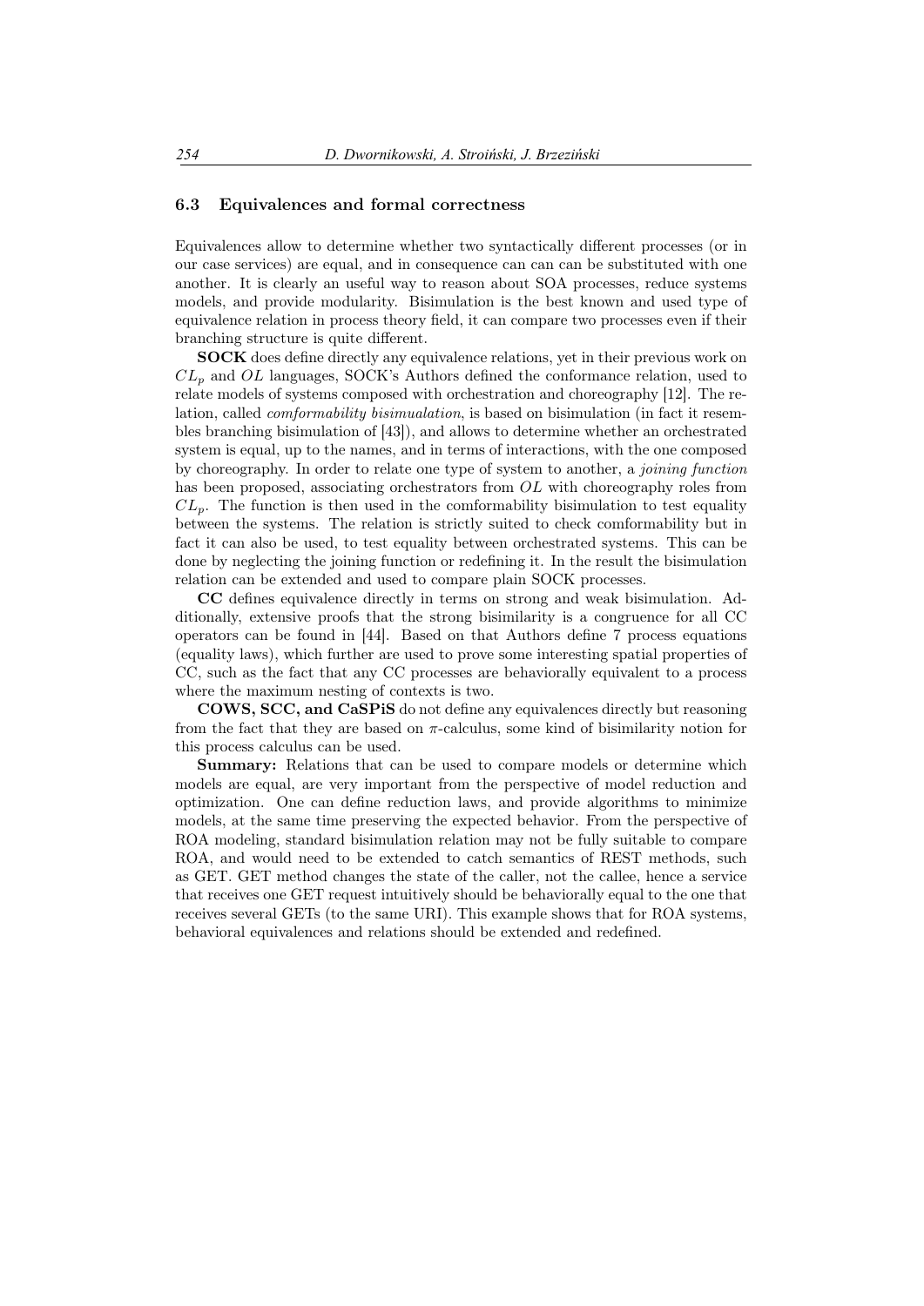### 6.3 Equivalences and formal correctness

Equivalences allow to determine whether two syntactically different processes (or in our case services) are equal, and in consequence can can can be substituted with one another. It is clearly an useful way to reason about SOA processes, reduce systems models, and provide modularity. Bisimulation is the best known and used type of equivalence relation in process theory field, it can compare two processes even if their branching structure is quite different.

**SOCK** does define directly any equivalence relations, yet in their previous work on $CL_p$ and $OL$ languages, SOCK's Authors defined the conformance relation, used to relate models of systems composed with orchestration and choreography [12]. The relation, called *comformability bisimualation*, is based on bisimulation (in fact it resembles branching bisimulation of [43]), and allows to determine whether an orchestrated system is equal, up to the names, and in terms of interactions, with the one composed by choreography. In order to relate one type of system to another, a *joining function* has been proposed, associating orchestrators from $OL$ with choreography roles from $CL_p$. The function is then used in the comformability bisimulation to test equality between the systems. The relation is strictly suited to check comformability but in fact it can also be used, to test equality between orchestrated systems. This can be done by neglecting the joining function or redefining it. In the result the bisimulation relation can be extended and used to compare plain SOCK processes.

**CC** defines equivalence directly in terms on strong and weak bisimulation. Additionally, extensive proofs that the strong bisimilarity is a congruence for all CC operators can be found in [44]. Based on that Authors define 7 process equations (equality laws), which further are used to prove some interesting spatial properties of CC, such as the fact that any CC processes are behaviorally equivalent to a process where the maximum nesting of contexts is two.

**COWS, SCC, and CaSPiS** do not define any equivalences directly but reasoning from the fact that they are based on $\pi$-calculus, some kind of bisimilarity notion for this process calculus can be used.

**Summary:** Relations that can be used to compare models or determine which models are equal, are very important from the perspective of model reduction and optimization. One can define reduction laws, and provide algorithms to minimize models, at the same time preserving the expected behavior. From the perspective of ROA modeling, standard bisimulation relation may not be fully suitable to compare ROA, and would need to be extended to catch semantics of REST methods, such as GET. GET method changes the state of the caller, not the callee, hence a service that receives one GET request intuitively should be behaviorally equal to the one that receives several GETs (to the same URI). This example shows that for ROA systems, behavioral equivalences and relations should be extended and redefined.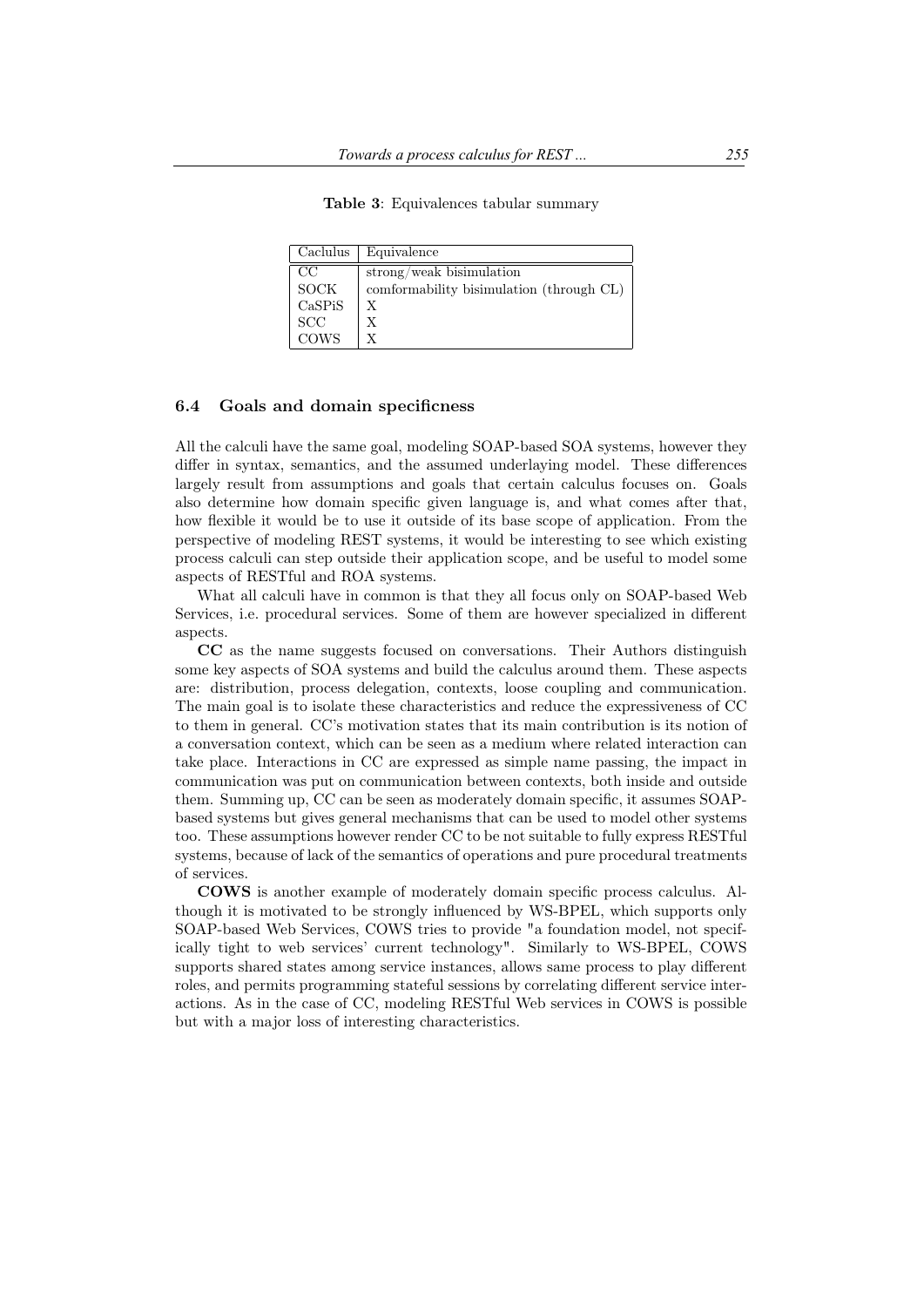**Table 3**: Equivalences tabular summary

| Caclulus | Equivalence |
| --- | --- |
| CC | strong/weak bisimulation |
| SOCK | comformability bisimulation (through CL) |
| CaSPiS | X |
| SCC | X |
| COWS | X |

### 6.4 Goals and domain specificness

All the calculi have the same goal, modeling SOAP-based SOA systems, however they differ in syntax, semantics, and the assumed underlaying model. These differences largely result from assumptions and goals that certain calculus focuses on. Goals also determine how domain specific given language is, and what comes after that, how flexible it would be to use it outside of its base scope of application. From the perspective of modeling REST systems, it would be interesting to see which existing process calculi can step outside their application scope, and be useful to model some aspects of RESTful and ROA systems.

What all calculi have in common is that they all focus only on SOAP-based Web Services, i.e. procedural services. Some of them are however specialized in different aspects.

**CC** as the name suggests focused on conversations. Their Authors distinguish some key aspects of SOA systems and build the calculus around them. These aspects are: distribution, process delegation, contexts, loose coupling and communication. The main goal is to isolate these characteristics and reduce the expressiveness of CC to them in general. CC's motivation states that its main contribution is its notion of a conversation context, which can be seen as a medium where related interaction can take place. Interactions in CC are expressed as simple name passing, the impact in communication was put on communication between contexts, both inside and outside them. Summing up, CC can be seen as moderately domain specific, it assumes SOAP-based systems but gives general mechanisms that can be used to model other systems too. These assumptions however render CC to be not suitable to fully express RESTful systems, because of lack of the semantics of operations and pure procedural treatments of services.

**COWS** is another example of moderately domain specific process calculus. Although it is motivated to be strongly influenced by WS-BPEL, which supports only SOAP-based Web Services, COWS tries to provide "a foundation model, not specifically tight to web services' current technology". Similarly to WS-BPEL, COWS supports shared states among service instances, allows same process to play different roles, and permits programming stateful sessions by correlating different service interactions. As in the case of CC, modeling RESTful Web services in COWS is possible but with a major loss of interesting characteristics.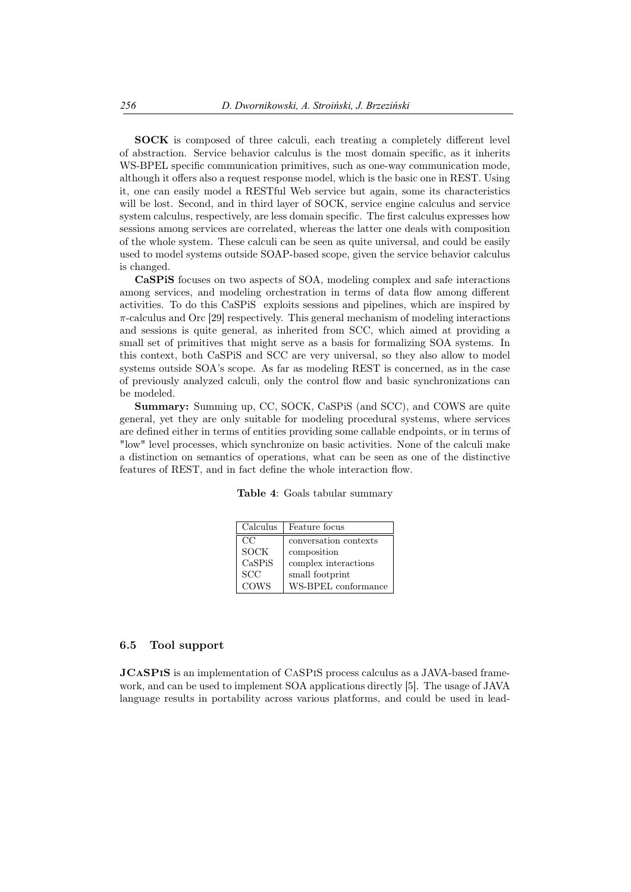**SOCK** is composed of three calculi, each treating a completely different level of abstraction. Service behavior calculus is the most domain specific, as it inherits WS-BPEL specific communication primitives, such as one-way communication mode, although it offers also a request response model, which is the basic one in REST. Using it, one can easily model a RESTful Web service but again, some its characteristics will be lost. Second, and in third layer of SOCK, service engine calculus and service system calculus, respectively, are less domain specific. The first calculus expresses how sessions among services are correlated, whereas the latter one deals with composition of the whole system. These calculi can be seen as quite universal, and could be easily used to model systems outside SOAP-based scope, given the service behavior calculus is changed.

**CaSPiS** focuses on two aspects of SOA, modeling complex and safe interactions among services, and modeling orchestration in terms of data flow among different activities. To do this CaSPiS exploits sessions and pipelines, which are inspired by $\pi$-calculus and Orc [29] respectively. This general mechanism of modeling interactions and sessions is quite general, as inherited from SCC, which aimed at providing a small set of primitives that might serve as a basis for formalizing SOA systems. In this context, both CaSPiS and SCC are very universal, so they also allow to model systems outside SOA's scope. As far as modeling REST is concerned, as in the case of previously analyzed calculi, only the control flow and basic synchronizations can be modeled.

**Summary:** Summing up, CC, SOCK, CaSPiS (and SCC), and COWS are quite general, yet they are only suitable for modeling procedural systems, where services are defined either in terms of entities providing some callable endpoints, or in terms of "low" level processes, which synchronize on basic activities. None of the calculi make a distinction on semantics of operations, what can be seen as one of the distinctive features of REST, and in fact define the whole interaction flow.

**Table 4**: Goals tabular summary

| Calculus | Feature focus |
|---|---|
| CC | conversation contexts |
| SOCK | composition |
| CaSPiS | complex interactions |
| SCC | small footprint |
| COWS | WS-BPEL conformance |

### 6.5 Tool support

**JCaSPiS** is an implementation of CaSPiS process calculus as a JAVA-based framework, and can be used to implement SOA applications directly [5]. The usage of JAVA language results in portability across various platforms, and could be used in lead-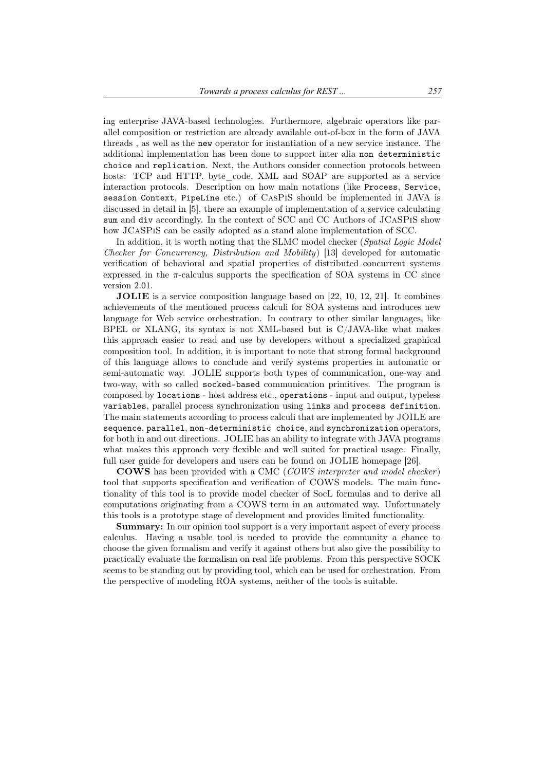ing enterprise JAVA-based technologies. Furthermore, algebraic operators like parallel composition or restriction are already available out-of-box in the form of JAVA threads , as well as the `new` operator for instantiation of a new service instance. The additional implementation has been done to support inter alia `non deterministic choice` and `replication`. Next, the Authors consider connection protocols between hosts: TCP and HTTP. byte_code, XML and SOAP are supported as a service interaction protocols. Description on how main notations (like `Process`, `Service`, `session Context`, `PipeLine` etc.) of CasPiS should be implemented in JAVA is discussed in detail in [5], there an example of implementation of a service calculating `sum` and `div` accordingly. In the context of SCC and CC Authors of JCaSPiS show how JCaSPiS can be easily adopted as a stand alone implementation of SCC.

In addition, it is worth noting that the SLMC model checker (*Spatial Logic Model Checker for Concurrency, Distribution and Mobility*) [13] developed for automatic verification of behavioral and spatial properties of distributed concurrent systems expressed in the $\pi$-calculus supports the specification of SOA systems in CC since version 2.01.

**JOLIE** is a service composition language based on [22, 10, 12, 21]. It combines achievements of the mentioned process calculi for SOA systems and introduces new language for Web service orchestration. In contrary to other similar languages, like BPEL or XLANG, its syntax is not XML-based but is C/JAVA-like what makes this approach easier to read and use by developers without a specialized graphical composition tool. In addition, it is important to note that strong formal background of this language allows to conclude and verify systems properties in automatic or semi-automatic way. JOLIE supports both types of communication, one-way and two-way, with so called `socked-based` communication primitives. The program is composed by `locations` - host address etc., `operations` - input and output, typeless `variables`, parallel process synchronization using `links` and `process definition`. The main statements according to process calculi that are implemented by JOILE are `sequence`, `parallel`, `non-deterministic choice`, and `synchronization` operators, for both in and out directions. JOLIE has an ability to integrate with JAVA programs what makes this approach very flexible and well suited for practical usage. Finally, full user guide for developers and users can be found on JOLIE homepage [26].

**COWS** has been provided with a CMC (*COWS interpreter and model checker*) tool that supports specification and verification of COWS models. The main functionality of this tool is to provide model checker of SocL formulas and to derive all computations originating from a COWS term in an automated way. Unfortunately this tools is a prototype stage of development and provides limited functionality.

**Summary:** In our opinion tool support is a very important aspect of every process calculus. Having a usable tool is needed to provide the community a chance to choose the given formalism and verify it against others but also give the possibility to practically evaluate the formalism on real life problems. From this perspective SOCK seems to be standing out by providing tool, which can be used for orchestration. From the perspective of modeling ROA systems, neither of the tools is suitable.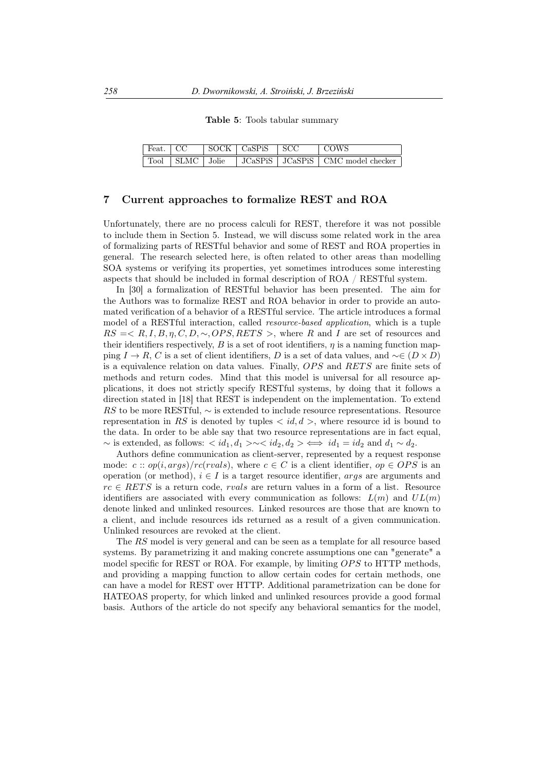**Table 5**: Tools tabular summary

| Feat. | CC | SOCK | CaSPiS | SCC | COWS |
|---|---|---|---|---|---|
| Tool | SLMC | Jolie | JCaSPiS | JCaSPiS | CMC model checker |

## 7 Current approaches to formalize REST and ROA

Unfortunately, there are no process calculi for REST, therefore it was not possible to include them in Section 5. Instead, we will discuss some related work in the area of formalizing parts of RESTful behavior and some of REST and ROA properties in general. The research selected here, is often related to other areas than modelling SOA systems or verifying its properties, yet sometimes introduces some interesting aspects that should be included in formal description of ROA / RESTful system.

In [30] a formalization of RESTful behavior has been presented. The aim for the Authors was to formalize REST and ROA behavior in order to provide an automated verification of a behavior of a RESTful service. The article introduces a formal model of a RESTful interaction, called *resource-based application*, which is a tuple $RS = < R, I, B, \eta, C, D, \sim, OPS, RETS >$, where $R$ and $I$ are set of resources and their identifiers respectively, $B$ is a set of root identifiers, $\eta$ is a naming function mapping $I \rightarrow R$, $C$ is a set of client identifiers, $D$ is a set of data values, and $\sim \in (D \times D)$ is a equivalence relation on data values. Finally, $OPS$ and $RETS$ are finite sets of methods and return codes. Mind that this model is universal for all resource applications, it does not strictly specify RESTful systems, by doing that it follows a direction stated in [18] that REST is independent on the implementation. To extend $RS$ to be more RESTful, $\sim$ is extended to include resource representations. Resource representation in $RS$ is denoted by tuples $< id, d >$, where resource id is bound to the data. In order to be able say that two resource representations are in fact equal, $\sim$ is extended, as follows: $< id_1, d_1 > \sim < id_2, d_2 > \iff id_1 = id_2$ and $d_1 \sim d_2$.

Authors define communication as client-server, represented by a request response mode: $c :: op(i, args)/rc(rvals)$, where $c \in C$ is a client identifier, $op \in OPS$ is an operation (or method), $i \in I$ is a target resource identifier, $args$ are arguments and $rc \in RETS$ is a return code, $rvals$ are return values in a form of a list. Resource identifiers are associated with every communication as follows: $L(m)$ and $UL(m)$ denote linked and unlinked resources. Linked resources are those that are known to a client, and include resources ids returned as a result of a given communication. Unlinked resources are revoked at the client.

The $RS$ model is very general and can be seen as a template for all resource based systems. By parametrizing it and making concrete assumptions one can "generate" a model specific for REST or ROA. For example, by limiting $OPS$ to HTTP methods, and providing a mapping function to allow certain codes for certain methods, one can have a model for REST over HTTP. Additional parametrization can be done for HATEOAS property, for which linked and unlinked resources provide a good formal basis. Authors of the article do not specify any behavioral semantics for the model,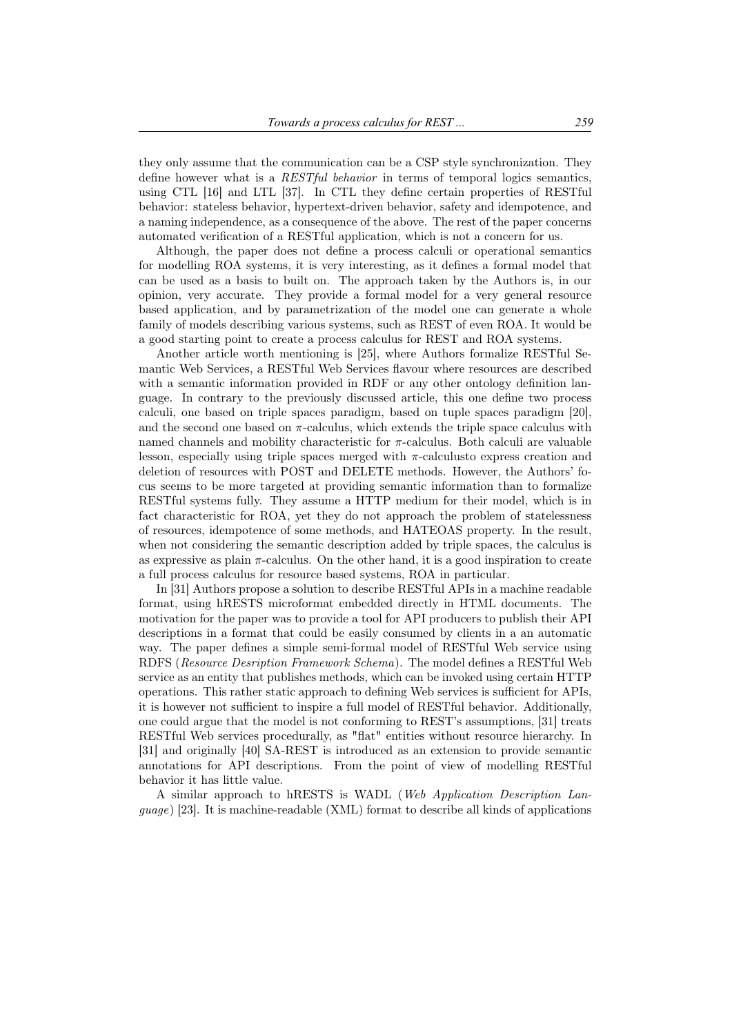they only assume that the communication can be a CSP style synchronization. They define however what is a *RESTful behavior* in terms of temporal logics semantics, using CTL [16] and LTL [37]. In CTL they define certain properties of RESTful behavior: stateless behavior, hypertext-driven behavior, safety and idempotence, and a naming independence, as a consequence of the above. The rest of the paper concerns automated verification of a RESTful application, which is not a concern for us.

Although, the paper does not define a process calculi or operational semantics for modelling ROA systems, it is very interesting, as it defines a formal model that can be used as a basis to built on. The approach taken by the Authors is, in our opinion, very accurate. They provide a formal model for a very general resource based application, and by parametrization of the model one can generate a whole family of models describing various systems, such as REST of even ROA. It would be a good starting point to create a process calculus for REST and ROA systems.

Another article worth mentioning is [25], where Authors formalize RESTful Semantic Web Services, a RESTful Web Services flavour where resources are described with a semantic information provided in RDF or any other ontology definition language. In contrary to the previously discussed article, this one define two process calculi, one based on triple spaces paradigm, based on tuple spaces paradigm [20], and the second one based on $\pi$-calculus, which extends the triple space calculus with named channels and mobility characteristic for $\pi$-calculus. Both calculi are valuable lesson, especially using triple spaces merged with $\pi$-calculusto express creation and deletion of resources with POST and DELETE methods. However, the Authors' focus seems to be more targeted at providing semantic information than to formalize RESTful systems fully. They assume a HTTP medium for their model, which is in fact characteristic for ROA, yet they do not approach the problem of statelessness of resources, idempotence of some methods, and HATEOAS property. In the result, when not considering the semantic description added by triple spaces, the calculus is as expressive as plain $\pi$-calculus. On the other hand, it is a good inspiration to create a full process calculus for resource based systems, ROA in particular.

In [31] Authors propose a solution to describe RESTful APIs in a machine readable format, using hRESTS microformat embedded directly in HTML documents. The motivation for the paper was to provide a tool for API producers to publish their API descriptions in a format that could be easily consumed by clients in a an automatic way. The paper defines a simple semi-formal model of RESTful Web service using RDFS (*Resource Desription Framework Schema*). The model defines a RESTful Web service as an entity that publishes methods, which can be invoked using certain HTTP operations. This rather static approach to defining Web services is sufficient for APIs, it is however not sufficient to inspire a full model of RESTful behavior. Additionally, one could argue that the model is not conforming to REST's assumptions, [31] treats RESTful Web services procedurally, as "flat" entities without resource hierarchy. In [31] and originally [40] SA-REST is introduced as an extension to provide semantic annotations for API descriptions. From the point of view of modelling RESTful behavior it has little value.

A similar approach to hRESTS is WADL (*Web Application Description Language*) [23]. It is machine-readable (XML) format to describe all kinds of applications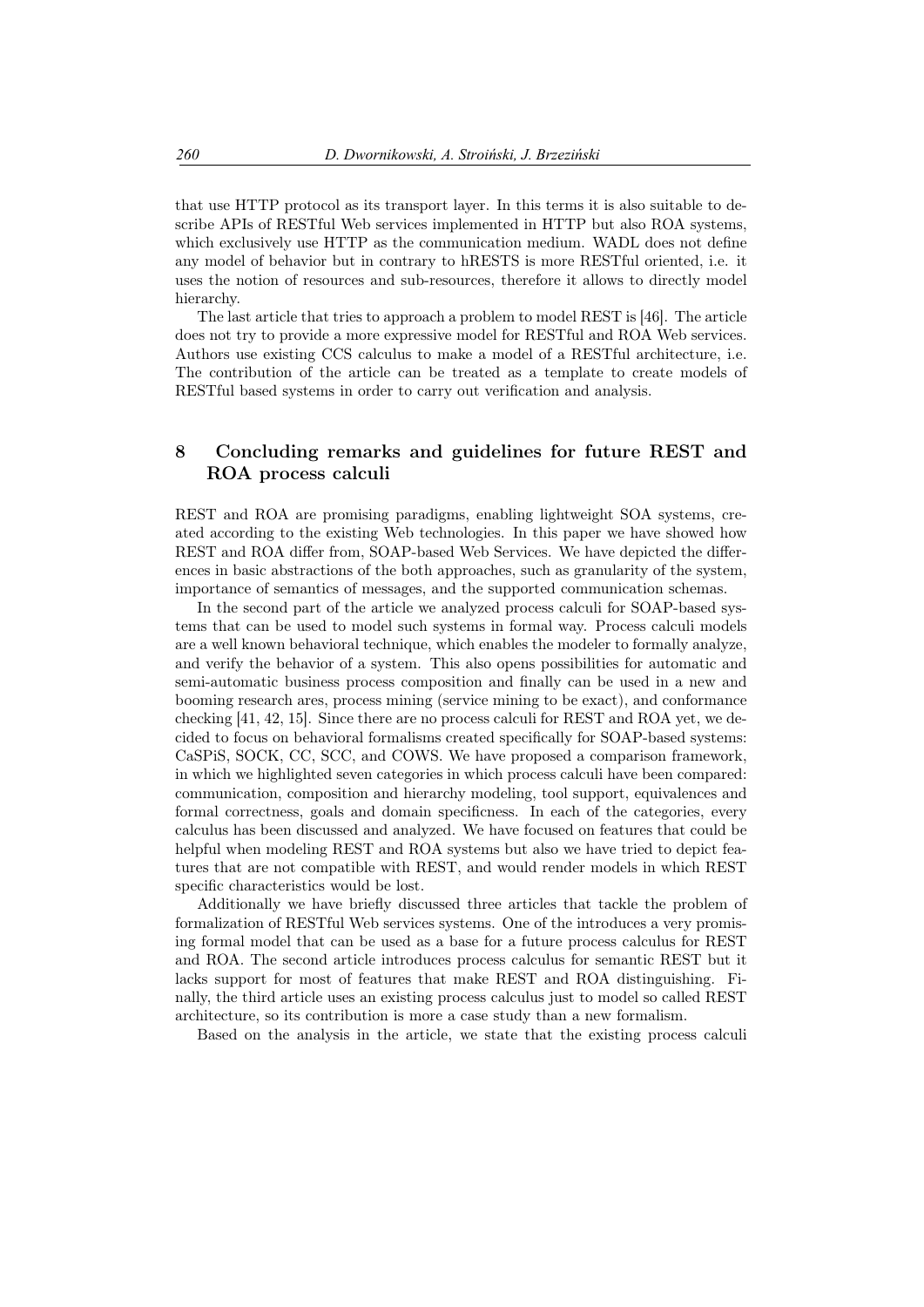that use HTTP protocol as its transport layer. In this terms it is also suitable to describe APIs of RESTful Web services implemented in HTTP but also ROA systems, which exclusively use HTTP as the communication medium. WADL does not define any model of behavior but in contrary to hRESTS is more RESTful oriented, i.e. it uses the notion of resources and sub-resources, therefore it allows to directly model hierarchy.

The last article that tries to approach a problem to model REST is [46]. The article does not try to provide a more expressive model for RESTful and ROA Web services. Authors use existing CCS calculus to make a model of a RESTful architecture, i.e. The contribution of the article can be treated as a template to create models of RESTful based systems in order to carry out verification and analysis.

## 8 Concluding remarks and guidelines for future REST and ROA process calculi

REST and ROA are promising paradigms, enabling lightweight SOA systems, created according to the existing Web technologies. In this paper we have showed how REST and ROA differ from, SOAP-based Web Services. We have depicted the differences in basic abstractions of the both approaches, such as granularity of the system, importance of semantics of messages, and the supported communication schemas.

In the second part of the article we analyzed process calculi for SOAP-based systems that can be used to model such systems in formal way. Process calculi models are a well known behavioral technique, which enables the modeler to formally analyze, and verify the behavior of a system. This also opens possibilities for automatic and semi-automatic business process composition and finally can be used in a new and booming research ares, process mining (service mining to be exact), and conformance checking [41, 42, 15]. Since there are no process calculi for REST and ROA yet, we decided to focus on behavioral formalisms created specifically for SOAP-based systems: CaSPiS, SOCK, CC, SCC, and COWS. We have proposed a comparison framework, in which we highlighted seven categories in which process calculi have been compared: communication, composition and hierarchy modeling, tool support, equivalences and formal correctness, goals and domain specificness. In each of the categories, every calculus has been discussed and analyzed. We have focused on features that could be helpful when modeling REST and ROA systems but also we have tried to depict features that are not compatible with REST, and would render models in which REST specific characteristics would be lost.

Additionally we have briefly discussed three articles that tackle the problem of formalization of RESTful Web services systems. One of the introduces a very promising formal model that can be used as a base for a future process calculus for REST and ROA. The second article introduces process calculus for semantic REST but it lacks support for most of features that make REST and ROA distinguishing. Finally, the third article uses an existing process calculus just to model so called REST architecture, so its contribution is more a case study than a new formalism.

Based on the analysis in the article, we state that the existing process calculi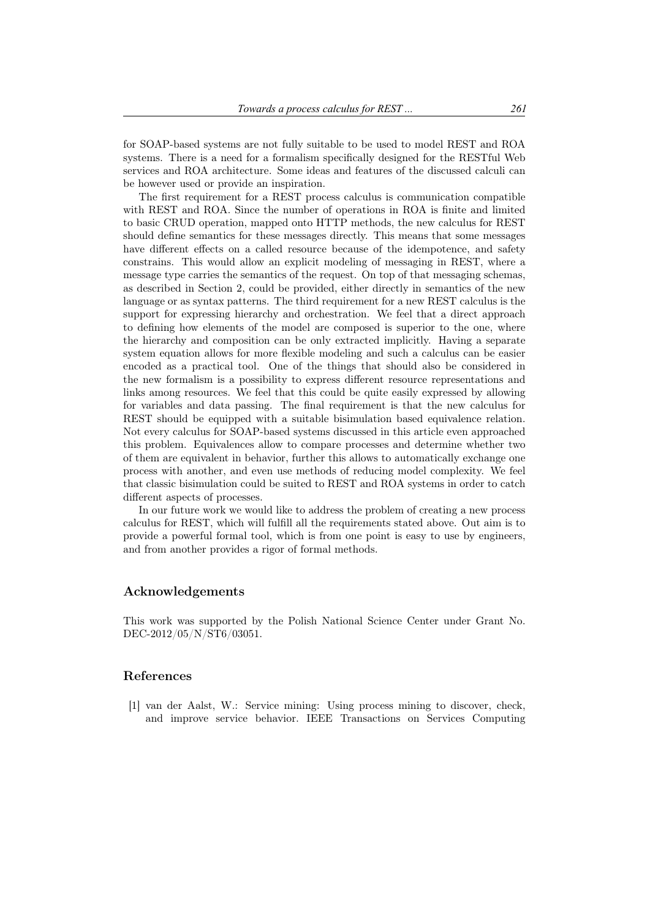for SOAP-based systems are not fully suitable to be used to model REST and ROA systems. There is a need for a formalism specifically designed for the RESTful Web services and ROA architecture. Some ideas and features of the discussed calculi can be however used or provide an inspiration.

The first requirement for a REST process calculus is communication compatible with REST and ROA. Since the number of operations in ROA is finite and limited to basic CRUD operation, mapped onto HTTP methods, the new calculus for REST should define semantics for these messages directly. This means that some messages have different effects on a called resource because of the idempotence, and safety constrains. This would allow an explicit modeling of messaging in REST, where a message type carries the semantics of the request. On top of that messaging schemas, as described in Section 2, could be provided, either directly in semantics of the new language or as syntax patterns. The third requirement for a new REST calculus is the support for expressing hierarchy and orchestration. We feel that a direct approach to defining how elements of the model are composed is superior to the one, where the hierarchy and composition can be only extracted implicitly. Having a separate system equation allows for more flexible modeling and such a calculus can be easier encoded as a practical tool. One of the things that should also be considered in the new formalism is a possibility to express different resource representations and links among resources. We feel that this could be quite easily expressed by allowing for variables and data passing. The final requirement is that the new calculus for REST should be equipped with a suitable bisimulation based equivalence relation. Not every calculus for SOAP-based systems discussed in this article even approached this problem. Equivalences allow to compare processes and determine whether two of them are equivalent in behavior, further this allows to automatically exchange one process with another, and even use methods of reducing model complexity. We feel that classic bisimulation could be suited to REST and ROA systems in order to catch different aspects of processes.

In our future work we would like to address the problem of creating a new process calculus for REST, which will fulfill all the requirements stated above. Out aim is to provide a powerful formal tool, which is from one point is easy to use by engineers, and from another provides a rigor of formal methods.

## Acknowledgements

This work was supported by the Polish National Science Center under Grant No. DEC-2012/05/N/ST6/03051.

## References

[1] van der Aalst, W.: Service mining: Using process mining to discover, check, and improve service behavior. IEEE Transactions on Services Computing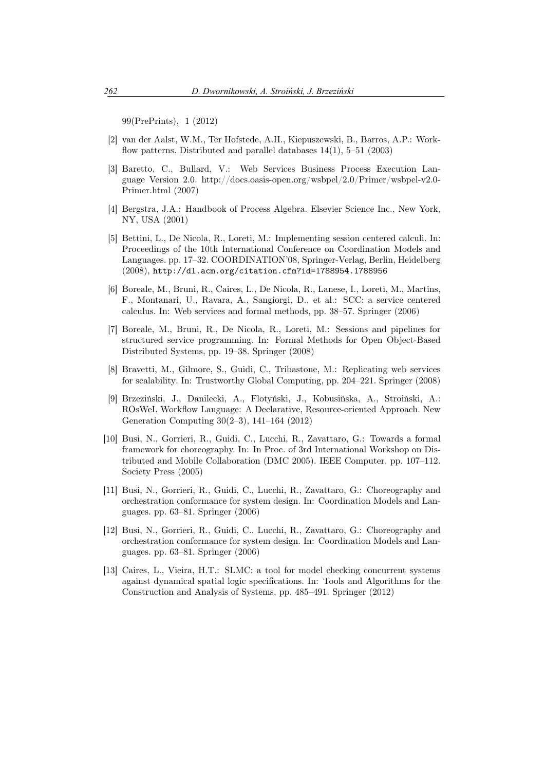99(PrePrints), 1 (2012)

[2] van der Aalst, W.M., Ter Hofstede, A.H., Kiepuszewski, B., Barros, A.P.: Workflow patterns. Distributed and parallel databases 14(1), 5–51 (2003)

[3] Baretto, C., Bullard, V.: Web Services Business Process Execution Language Version 2.0. http://docs.oasis-open.org/wsbpel/2.0/Primer/wsbpel-v2.0-Primer.html (2007)

[4] Bergstra, J.A.: Handbook of Process Algebra. Elsevier Science Inc., New York, NY, USA (2001)

[5] Bettini, L., De Nicola, R., Loreti, M.: Implementing session centered calculi. In: Proceedings of the 10th International Conference on Coordination Models and Languages. pp. 17–32. COORDINATION'08, Springer-Verlag, Berlin, Heidelberg (2008), http://dl.acm.org/citation.cfm?id=1788954.1788956

[6] Boreale, M., Bruni, R., Caires, L., De Nicola, R., Lanese, I., Loreti, M., Martins, F., Montanari, U., Ravara, A., Sangiorgi, D., et al.: SCC: a service centered calculus. In: Web services and formal methods, pp. 38–57. Springer (2006)

[7] Boreale, M., Bruni, R., De Nicola, R., Loreti, M.: Sessions and pipelines for structured service programming. In: Formal Methods for Open Object-Based Distributed Systems, pp. 19–38. Springer (2008)

[8] Bravetti, M., Gilmore, S., Guidi, C., Tribastone, M.: Replicating web services for scalability. In: Trustworthy Global Computing, pp. 204–221. Springer (2008)

[9] Brzeziński, J., Danilecki, A., Flotyński, J., Kobusińska, A., Stroiński, A.: ROsWeL Workflow Language: A Declarative, Resource-oriented Approach. New Generation Computing 30(2–3), 141–164 (2012)

[10] Busi, N., Gorrieri, R., Guidi, C., Lucchi, R., Zavattaro, G.: Towards a formal framework for choreography. In: In Proc. of 3rd International Workshop on Distributed and Mobile Collaboration (DMC 2005). IEEE Computer. pp. 107–112. Society Press (2005)

[11] Busi, N., Gorrieri, R., Guidi, C., Lucchi, R., Zavattaro, G.: Choreography and orchestration conformance for system design. In: Coordination Models and Languages. pp. 63–81. Springer (2006)

[12] Busi, N., Gorrieri, R., Guidi, C., Lucchi, R., Zavattaro, G.: Choreography and orchestration conformance for system design. In: Coordination Models and Languages. pp. 63–81. Springer (2006)

[13] Caires, L., Vieira, H.T.: SLMC: a tool for model checking concurrent systems against dynamical spatial logic specifications. In: Tools and Algorithms for the Construction and Analysis of Systems, pp. 485–491. Springer (2012)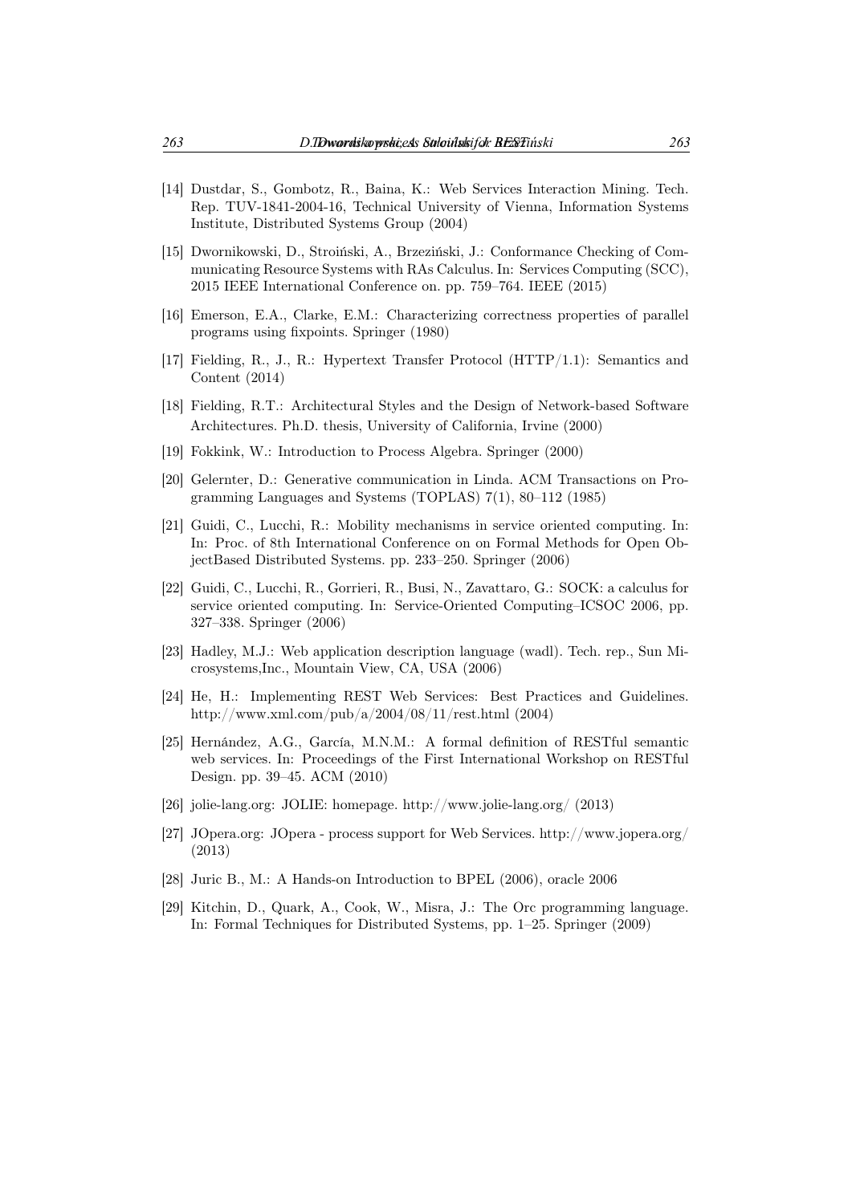[14] Dustdar, S., Gombotz, R., Baina, K.: Web Services Interaction Mining. Tech. Rep. TUV-1841-2004-16, Technical University of Vienna, Information Systems Institute, Distributed Systems Group (2004)

[15] Dwornikowski, D., Stroiński, A., Brzeziński, J.: Conformance Checking of Communicating Resource Systems with RAs Calculus. In: Services Computing (SCC), 2015 IEEE International Conference on. pp. 759–764. IEEE (2015)

[16] Emerson, E.A., Clarke, E.M.: Characterizing correctness properties of parallel programs using fixpoints. Springer (1980)

[17] Fielding, R., J., R.: Hypertext Transfer Protocol (HTTP/1.1): Semantics and Content (2014)

[18] Fielding, R.T.: Architectural Styles and the Design of Network-based Software Architectures. Ph.D. thesis, University of California, Irvine (2000)

[19] Fokkink, W.: Introduction to Process Algebra. Springer (2000)

[20] Gelernter, D.: Generative communication in Linda. ACM Transactions on Programming Languages and Systems (TOPLAS) 7(1), 80–112 (1985)

[21] Guidi, C., Lucchi, R.: Mobility mechanisms in service oriented computing. In: In: Proc. of 8th International Conference on on Formal Methods for Open ObjectBased Distributed Systems. pp. 233–250. Springer (2006)

[22] Guidi, C., Lucchi, R., Gorrieri, R., Busi, N., Zavattaro, G.: SOCK: a calculus for service oriented computing. In: Service-Oriented Computing–ICSOC 2006, pp. 327–338. Springer (2006)

[23] Hadley, M.J.: Web application description language (wadl). Tech. rep., Sun Microsystems,Inc., Mountain View, CA, USA (2006)

[24] He, H.: Implementing REST Web Services: Best Practices and Guidelines. http://www.xml.com/pub/a/2004/08/11/rest.html (2004)

[25] Hernández, A.G., García, M.N.M.: A formal definition of RESTful semantic web services. In: Proceedings of the First International Workshop on RESTful Design. pp. 39–45. ACM (2010)

[26] jolie-lang.org: JOLIE: homepage. http://www.jolie-lang.org/ (2013)

[27] JOpera.org: JOpera - process support for Web Services. http://www.jopera.org/ (2013)

[28] Juric B., M.: A Hands-on Introduction to BPEL (2006), oracle 2006

[29] Kitchin, D., Quark, A., Cook, W., Misra, J.: The Orc programming language. In: Formal Techniques for Distributed Systems, pp. 1–25. Springer (2009)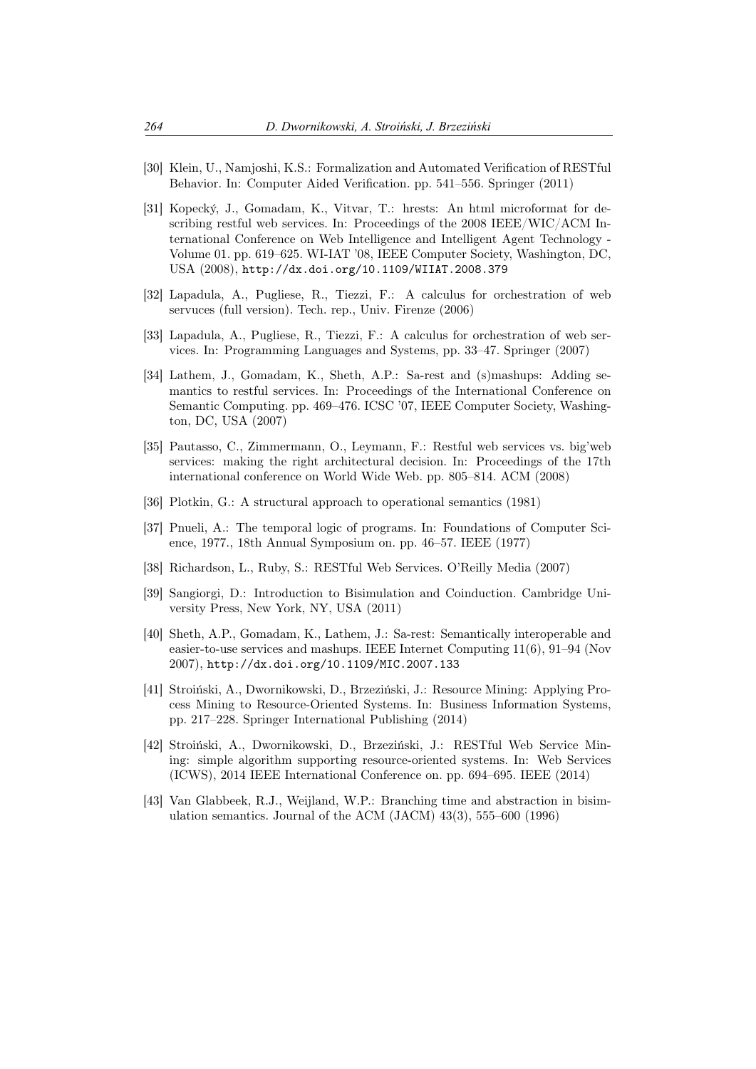[30] Klein, U., Namjoshi, K.S.: Formalization and Automated Verification of RESTful Behavior. In: Computer Aided Verification. pp. 541–556. Springer (2011)

[31] Kopecký, J., Gomadam, K., Vitvar, T.: hrests: An html microformat for describing restful web services. In: Proceedings of the 2008 IEEE/WIC/ACM International Conference on Web Intelligence and Intelligent Agent Technology - Volume 01. pp. 619–625. WI-IAT '08, IEEE Computer Society, Washington, DC, USA (2008), http://dx.doi.org/10.1109/WIIAT.2008.379

[32] Lapadula, A., Pugliese, R., Tiezzi, F.: A calculus for orchestration of web servuces (full version). Tech. rep., Univ. Firenze (2006)

[33] Lapadula, A., Pugliese, R., Tiezzi, F.: A calculus for orchestration of web services. In: Programming Languages and Systems, pp. 33–47. Springer (2007)

[34] Lathem, J., Gomadam, K., Sheth, A.P.: Sa-rest and (s)mashups: Adding semantics to restful services. In: Proceedings of the International Conference on Semantic Computing. pp. 469–476. ICSC '07, IEEE Computer Society, Washington, DC, USA (2007)

[35] Pautasso, C., Zimmermann, O., Leymann, F.: Restful web services vs. big'web services: making the right architectural decision. In: Proceedings of the 17th international conference on World Wide Web. pp. 805–814. ACM (2008)

[36] Plotkin, G.: A structural approach to operational semantics (1981)

[37] Pnueli, A.: The temporal logic of programs. In: Foundations of Computer Science, 1977., 18th Annual Symposium on. pp. 46–57. IEEE (1977)

[38] Richardson, L., Ruby, S.: RESTful Web Services. O'Reilly Media (2007)

[39] Sangiorgi, D.: Introduction to Bisimulation and Coinduction. Cambridge University Press, New York, NY, USA (2011)

[40] Sheth, A.P., Gomadam, K., Lathem, J.: Sa-rest: Semantically interoperable and easier-to-use services and mashups. IEEE Internet Computing 11(6), 91–94 (Nov 2007), http://dx.doi.org/10.1109/MIC.2007.133

[41] Stroiński, A., Dwornikowski, D., Brzeziński, J.: Resource Mining: Applying Process Mining to Resource-Oriented Systems. In: Business Information Systems, pp. 217–228. Springer International Publishing (2014)

[42] Stroiński, A., Dwornikowski, D., Brzeziński, J.: RESTful Web Service Mining: simple algorithm supporting resource-oriented systems. In: Web Services (ICWS), 2014 IEEE International Conference on. pp. 694–695. IEEE (2014)

[43] Van Glabbeek, R.J., Weijland, W.P.: Branching time and abstraction in bisimulation semantics. Journal of the ACM (JACM) 43(3), 555–600 (1996)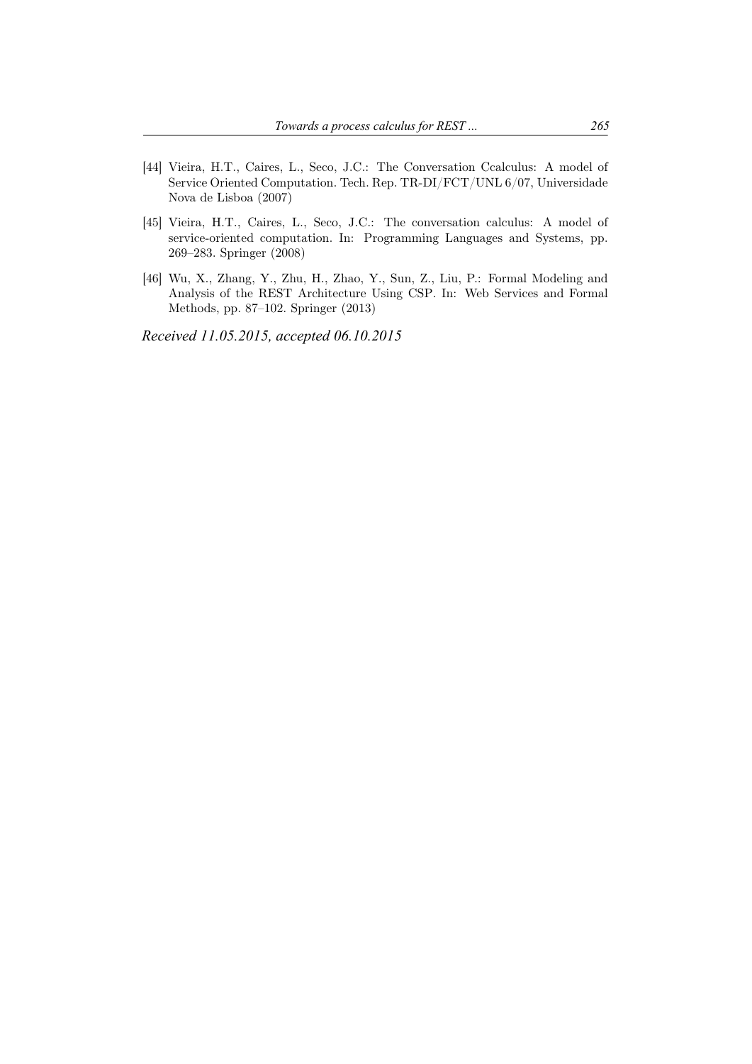[44] Vieira, H.T., Caires, L., Seco, J.C.: The Conversation Ccalculus: A model of Service Oriented Computation. Tech. Rep. TR-DI/FCT/UNL 6/07, Universidade Nova de Lisboa (2007)

[45] Vieira, H.T., Caires, L., Seco, J.C.: The conversation calculus: A model of service-oriented computation. In: Programming Languages and Systems, pp. 269–283. Springer (2008)

[46] Wu, X., Zhang, Y., Zhu, H., Zhao, Y., Sun, Z., Liu, P.: Formal Modeling and Analysis of the REST Architecture Using CSP. In: Web Services and Formal Methods, pp. 87–102. Springer (2013)

*Received 11.05.2015, accepted 06.10.2015*